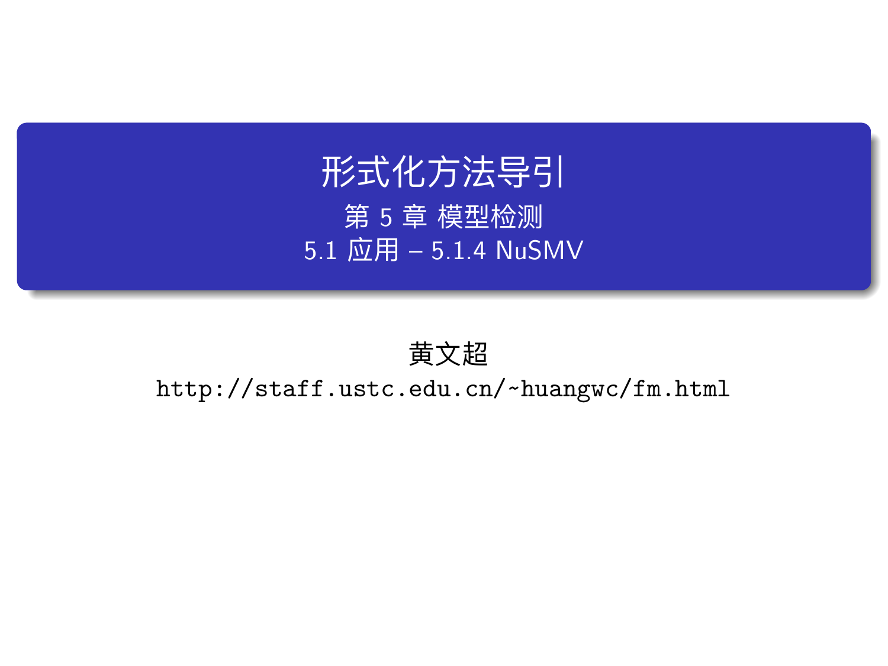# 形式化方法导引

## 第 5 章 模型检测

### 5.1 应用 – 5.1.4 NuSMV

黄文超

http://staff.ustc.edu.cn/~huangwc/fm.html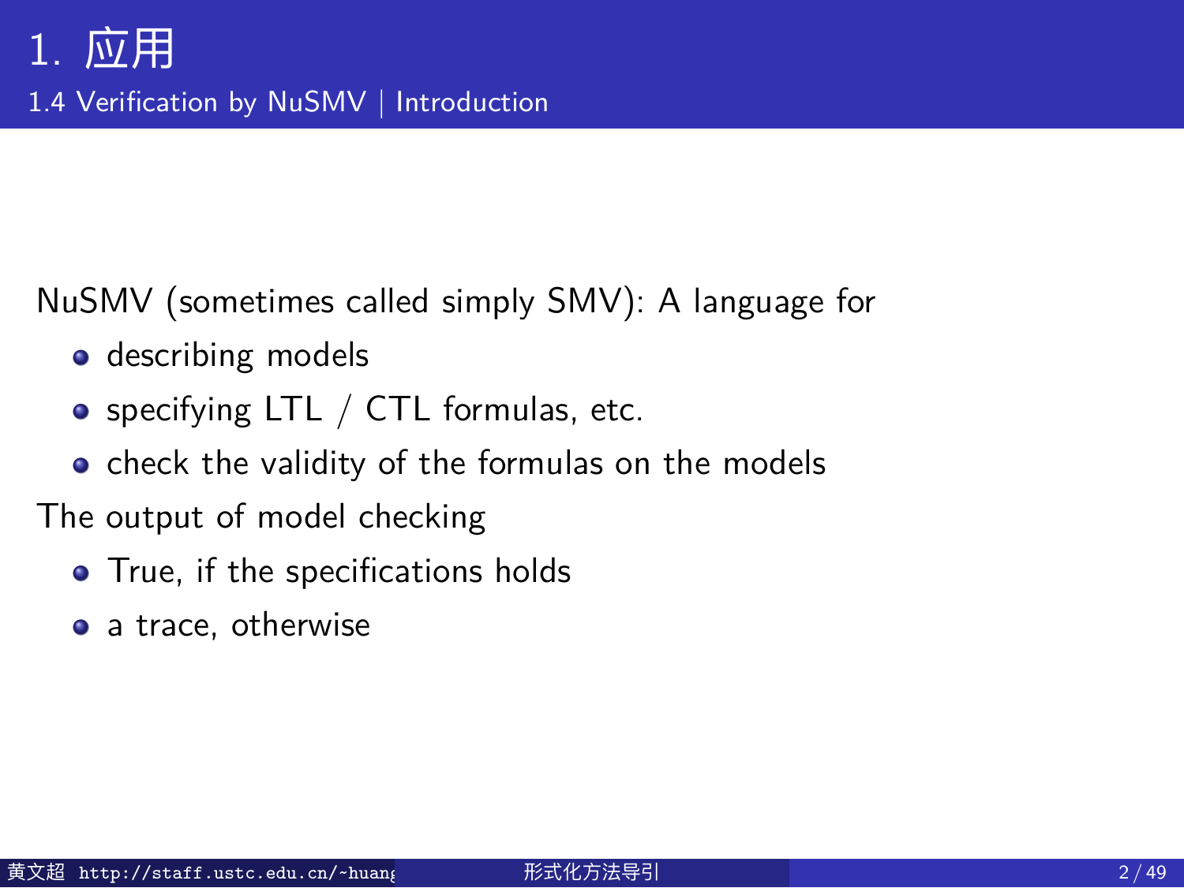# 1. 应用

## 1.4 Verification by NuSMV | Introduction

NuSMV (sometimes called simply SMV): A language for

- describing models
- specifying LTL / CTL formulas, etc.
- check the validity of the formulas on the models

The output of model checking

- True, if the specifications holds
- a trace, otherwise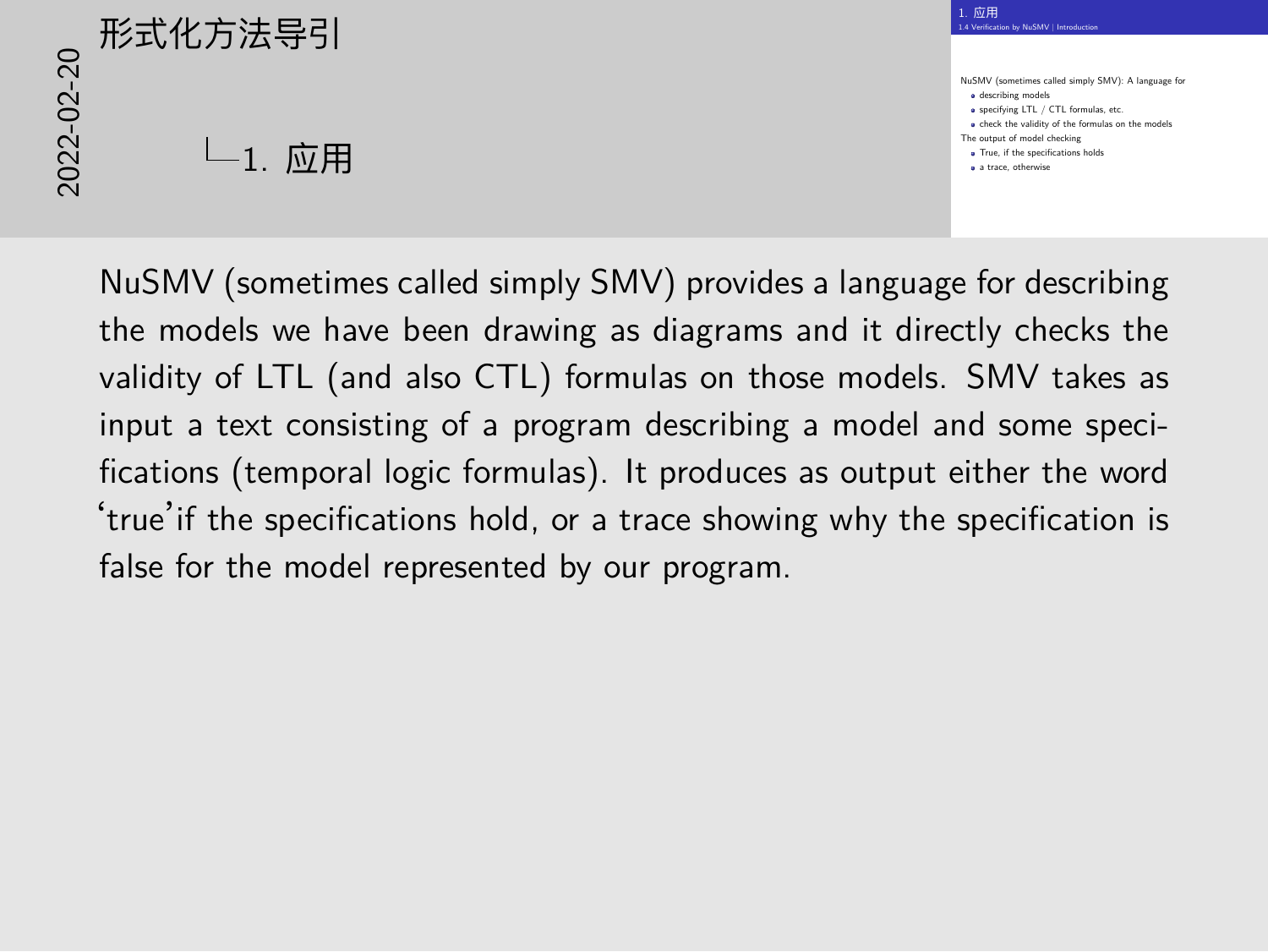# 形式化方法导引

## 1. 应用

### 1.4 Verification by NuSMV | Introduction

NuSMV (sometimes called simply SMV): A language for

- describing models
- specifying LTL / CTL formulas, etc.
- check the validity of the formulas on the models

The output of model checking

- True, if the specifications holds
- a trace, otherwise

NuSMV (sometimes called simply SMV) provides a language for describing the models we have been drawing as diagrams and it directly checks the validity of LTL (and also CTL) formulas on those models. SMV takes as input a text consisting of a program describing a model and some specifications (temporal logic formulas). It produces as output either the word 'true' if the specifications hold, or a trace showing why the specification is false for the model represented by our program.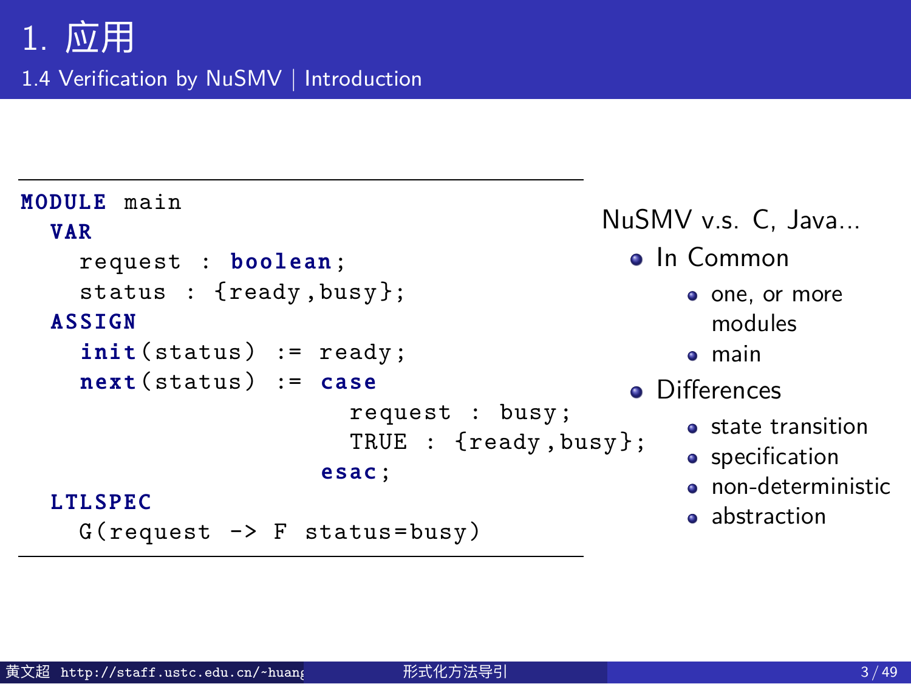# 1. 应用

## 1.4 Verification by NuSMV | Introduction

```
MODULE main
  VAR
    request : boolean;
    status : {ready,busy};
  ASSIGN
    init(status) := ready;
    next(status) := case
                         request : busy;
                         TRUE : {ready,busy};
                       esac;
  LTLSPEC
    G(request -> F status=busy)
```

NuSMV v.s. C, Java...

- In Common
  - one, or more modules
  - main
- Differences
  - state transition
  - specification
  - non-deterministic
  - abstraction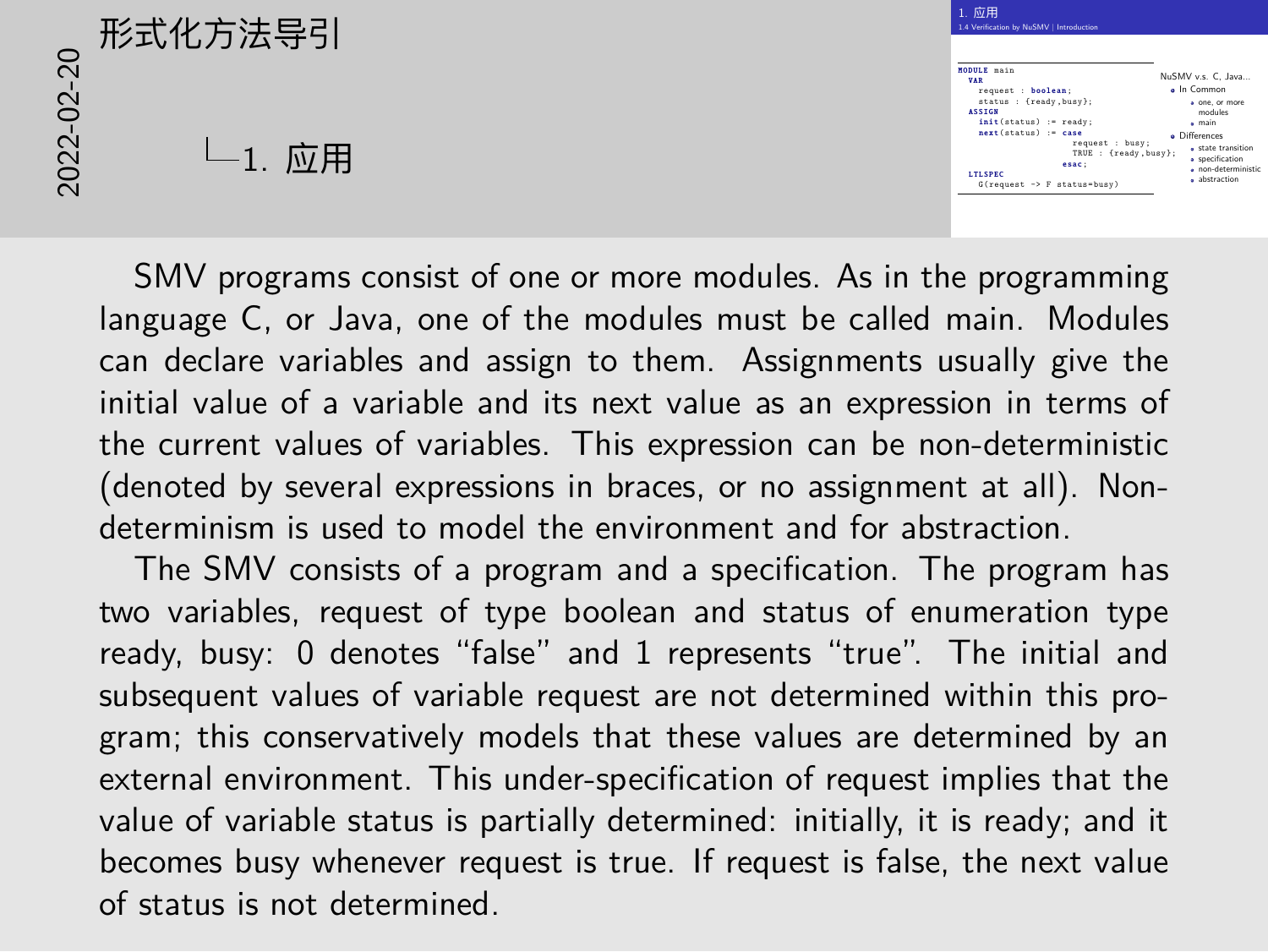# 形式化方法导引

2022-02-20

## 1. 应用

### 1. 应用

1.4 Verification by NuSMV | Introduction

```
MODULE main
  VAR
    request : boolean;
    status : {ready,busy};
  ASSIGN
    init(status) := ready;
    next(status) := case
                      request : busy;
                      TRUE : {ready,busy};
                    esac;
  LTLSPEC
    G(request -> F status=busy)
```

NuSMV v.s. C, Java...

- In Common
  - one, or more modules
  - main
- Differences
  - state transition
  - specification
  - non-deterministic
  - abstraction

SMV programs consist of one or more modules. As in the programming language C, or Java, one of the modules must be called main. Modules can declare variables and assign to them. Assignments usually give the initial value of a variable and its next value as an expression in terms of the current values of variables. This expression can be non-deterministic (denoted by several expressions in braces, or no assignment at all). Non-determinism is used to model the environment and for abstraction.

The SMV consists of a program and a specification. The program has two variables, request of type boolean and status of enumeration type ready, busy: 0 denotes "false" and 1 represents "true". The initial and subsequent values of variable request are not determined within this program; this conservatively models that these values are determined by an external environment. This under-specification of request implies that the value of variable status is partially determined: initially, it is ready; and it becomes busy whenever request is true. If request is false, the next value of status is not determined.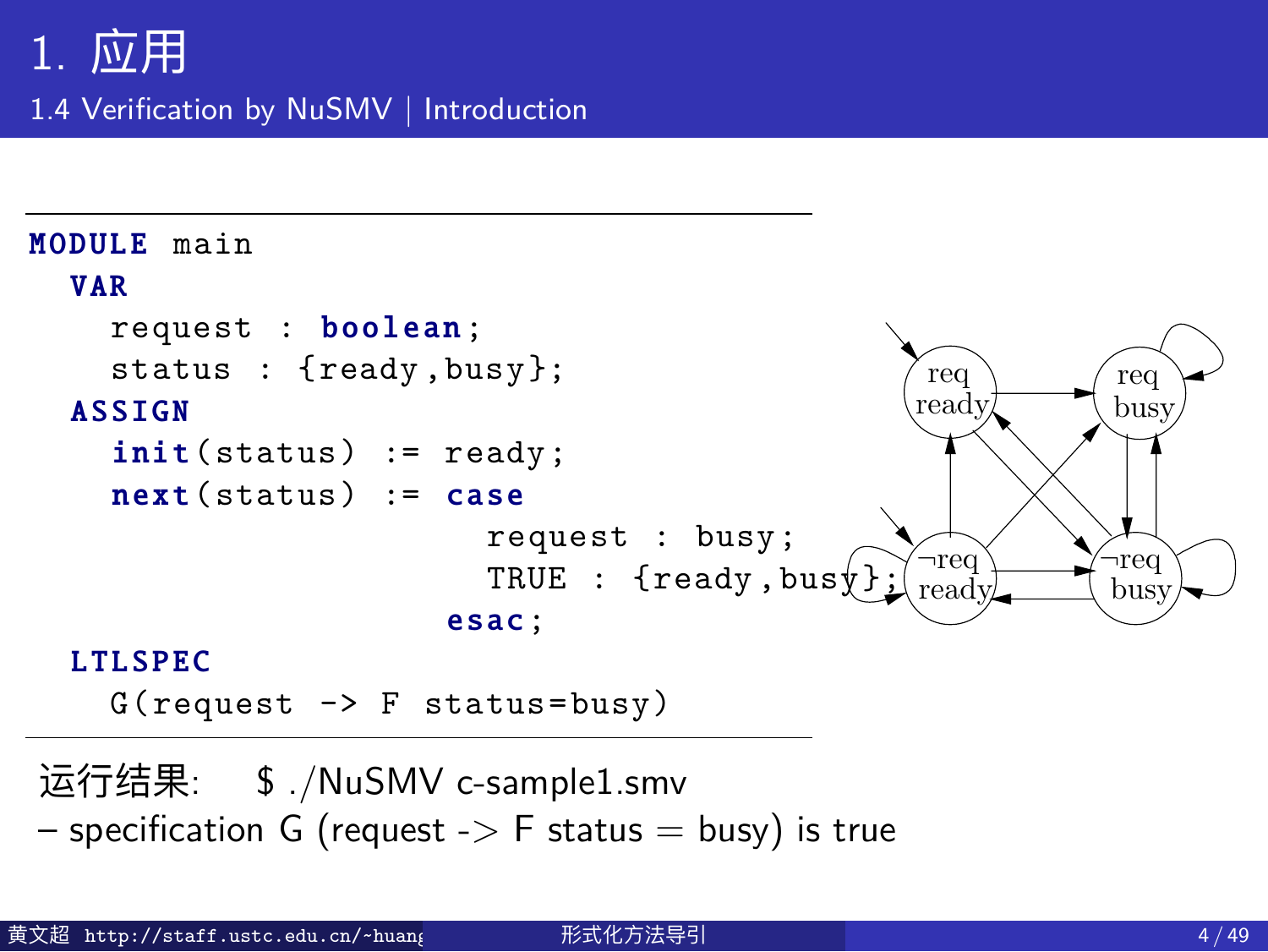# 1. 应用

## 1.4 Verification by NuSMV | Introduction

```
MODULE main
  VAR
    request : boolean;
    status : {ready,busy};
  ASSIGN
    init(status) := ready;
    next(status) := case
                      request : busy;
                      TRUE : {ready,busy};
                    esac;
  LTLSPEC
    G(request -> F status=busy)
```

运行结果: $ ./NuSMV c-sample1.smv

– specification G (request -> F status = busy) is true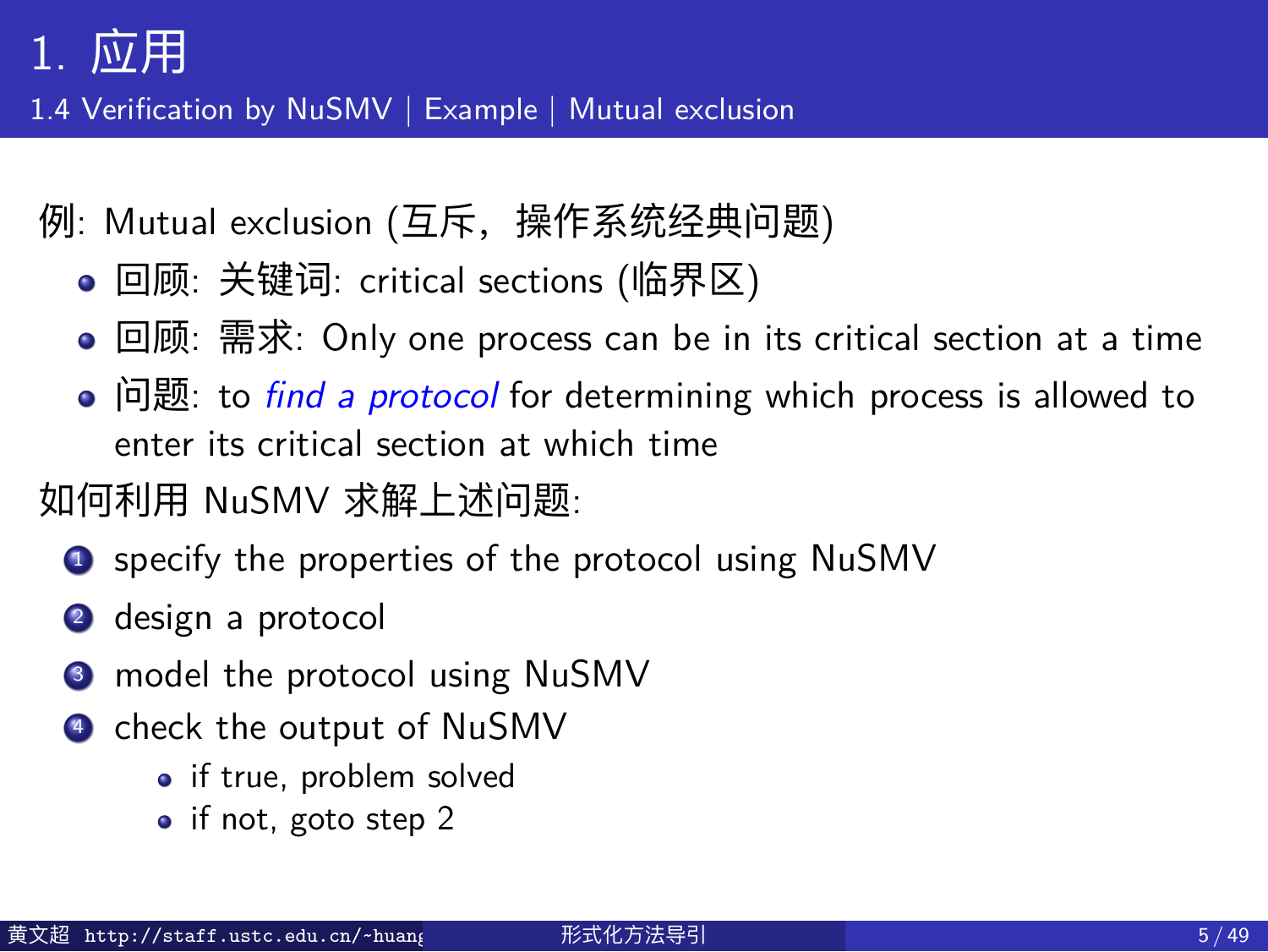# 1. 应用

## 1.4 Verification by NuSMV | Example | Mutual exclusion

例: Mutual exclusion (互斥，操作系统经典问题)

- 回顾: 关键词: critical sections (临界区)
- 回顾: 需求: Only one process can be in its critical section at a time
- 问题: to *find a protocol* for determining which process is allowed to enter its critical section at which time

如何利用 NuSMV 求解上述问题:

1. specify the properties of the protocol using NuSMV
2. design a protocol
3. model the protocol using NuSMV
4. check the output of NuSMV
   - if true, problem solved
   - if not, goto step 2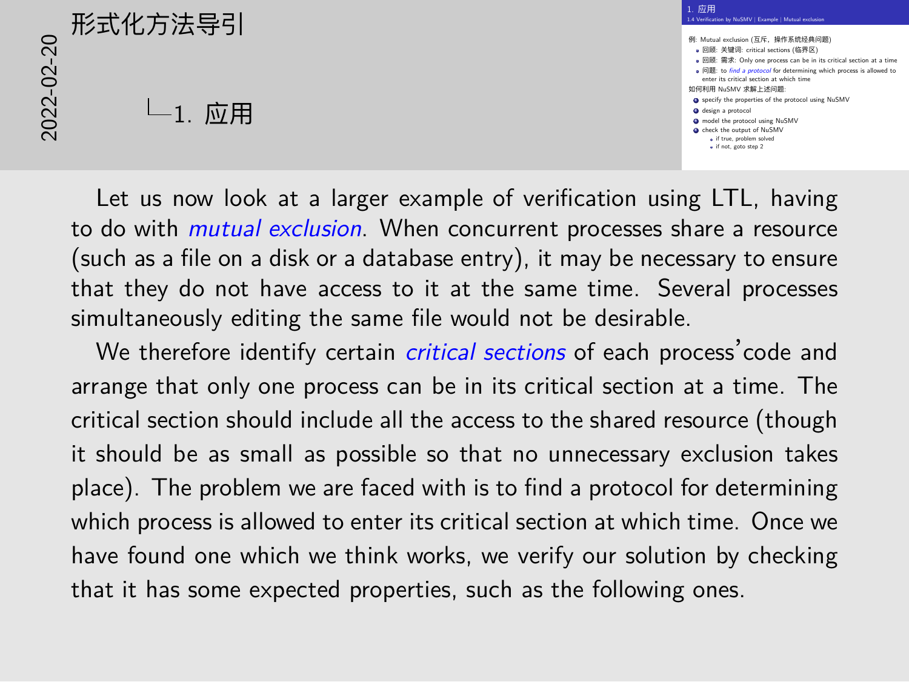# 形式化方法导引

## 1. 应用

### 1. 应用

1.4 Verification by NuSMV | Example | Mutual exclusion

例: Mutual exclusion (互斥，操作系统经典问题)

- 回顾: 关键词: critical sections (临界区)
- 回顾: 需求: Only one process can be in its critical section at a time
- 问题: to *find a protocol* for determining which process is allowed to enter its critical section at which time

如何利用 NuSMV 求解上述问题:

1. specify the properties of the protocol using NuSMV
2. design a protocol
3. model the protocol using NuSMV
4. check the output of NuSMV
   - if true, problem solved
   - if not, goto step 2

Let us now look at a larger example of verification using LTL, having to do with *mutual exclusion*. When concurrent processes share a resource (such as a file on a disk or a database entry), it may be necessary to ensure that they do not have access to it at the same time. Several processes simultaneously editing the same file would not be desirable.

We therefore identify certain *critical sections* of each process'code and arrange that only one process can be in its critical section at a time. The critical section should include all the access to the shared resource (though it should be as small as possible so that no unnecessary exclusion takes place). The problem we are faced with is to find a protocol for determining which process is allowed to enter its critical section at which time. Once we have found one which we think works, we verify our solution by checking that it has some expected properties, such as the following ones.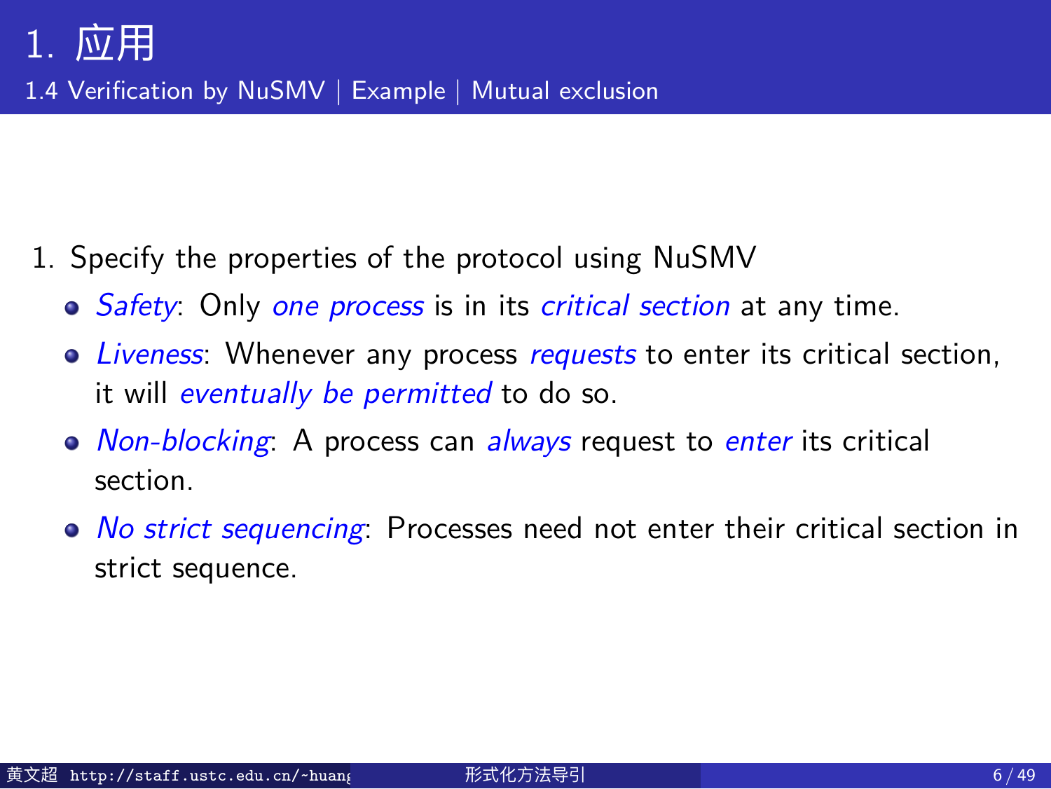# 1. 应用

## 1.4 Verification by NuSMV | Example | Mutual exclusion

1. Specify the properties of the protocol using NuSMV
   - *Safety*: Only *one process* is in its *critical section* at any time.
   - *Liveness*: Whenever any process *requests* to enter its critical section, it will *eventually be permitted* to do so.
   - *Non-blocking*: A process can *always* request to *enter* its critical section.
   - *No strict sequencing*: Processes need not enter their critical section in strict sequence.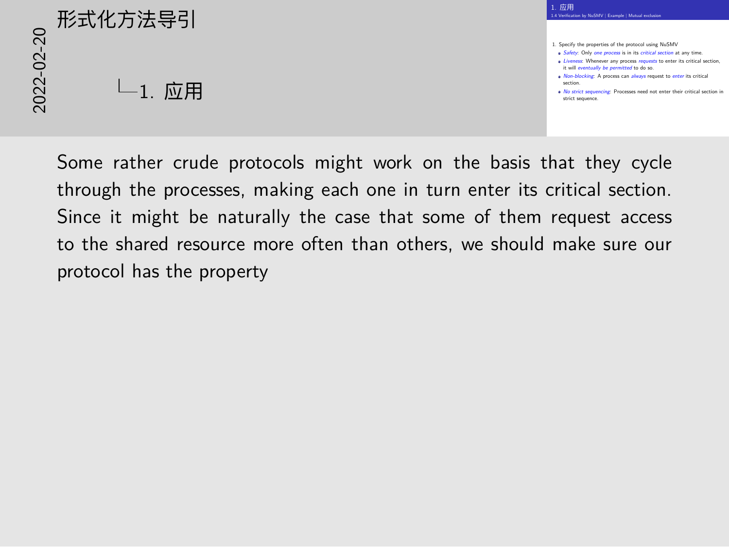# 形式化方法导引

2022-02-20

## 1. 应用

1.4 Verification by NuSMV | Example | Mutual exclusion

1. Specify the properties of the protocol using NuSMV
   - *Safety*: Only *one process* is in its *critical section* at any time.
   - *Liveness*: Whenever any process *requests* to enter its critical section, it will *eventually be permitted* to do so.
   - *Non-blocking*: A process can *always* request to *enter* its critical section.
   - *No strict sequencing*: Processes need not enter their critical section in strict sequence.

Some rather crude protocols might work on the basis that they cycle through the processes, making each one in turn enter its critical section. Since it might be naturally the case that some of them request access to the shared resource more often than others, we should make sure our protocol has the property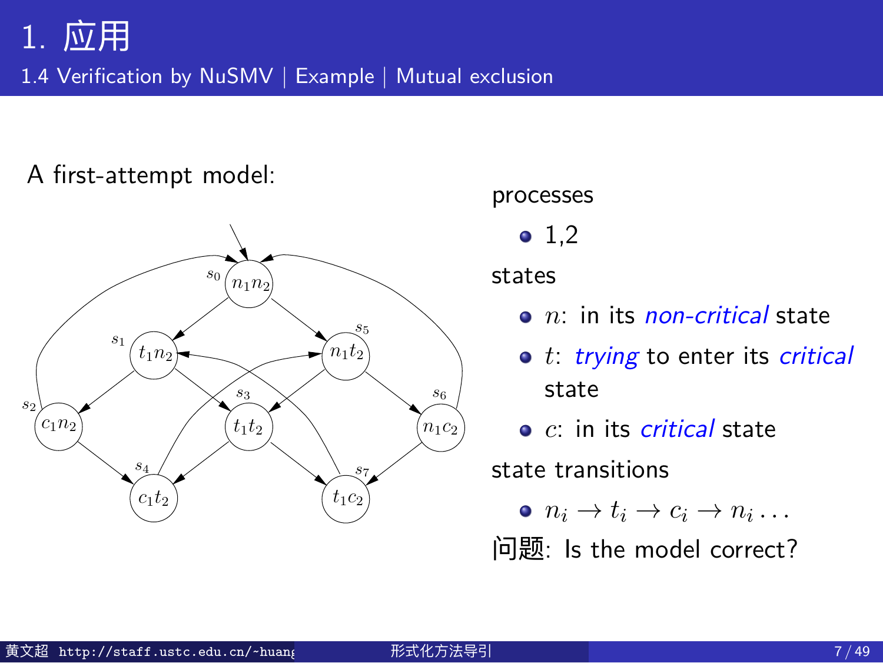# 1. 应用

## 1.4 Verification by NuSMV | Example | Mutual exclusion

A first-attempt model:

processes

- 1,2

states

- $n$: in its *non-critical* state
- $t$: *trying* to enter its *critical* state
- $c$: in its *critical* state

state transitions

- $n_i \to t_i \to c_i \to n_i \ldots$

问题: Is the model correct?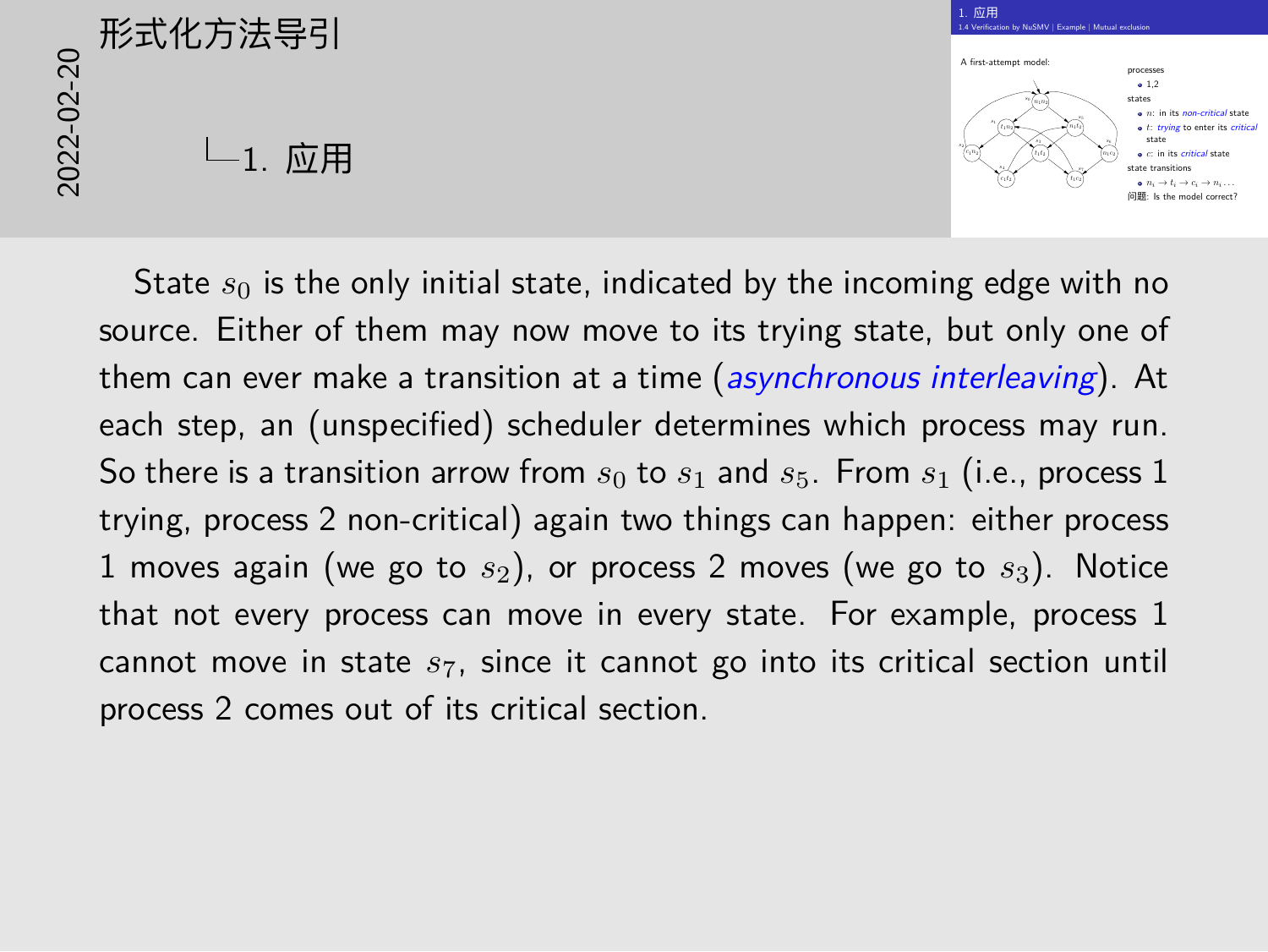State $s_0$ is the only initial state, indicated by the incoming edge with no source. Either of them may now move to its trying state, but only one of them can ever make a transition at a time (*asynchronous interleaving*). At each step, an (unspecified) scheduler determines which process may run. So there is a transition arrow from $s_0$ to $s_1$ and $s_5$. From $s_1$ (i.e., process 1 trying, process 2 non-critical) again two things can happen: either process 1 moves again (we go to $s_2$), or process 2 moves (we go to $s_3$). Notice that not every process can move in every state. For example, process 1 cannot move in state $s_7$, since it cannot go into its critical section until process 2 comes out of its critical section.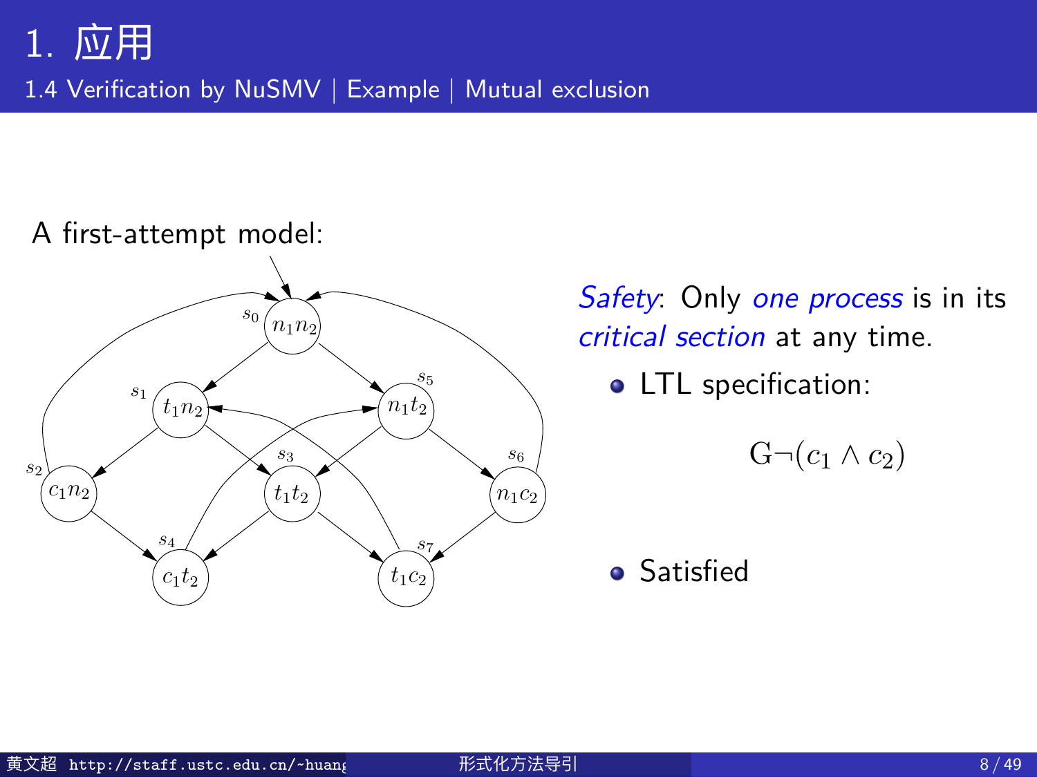# 1. 应用

## 1.4 Verification by NuSMV | Example | Mutual exclusion

A first-attempt model:

$s_0$: $n_1 n_2$, $s_1$: $t_1 n_2$, $s_2$: $c_1 n_2$, $s_3$: $t_1 t_2$, $s_4$: $c_1 t_2$, $s_5$: $n_1 t_2$, $s_6$: $n_1 c_2$, $s_7$: $t_1 c_2$

*Safety*: Only *one process* is in its *critical section* at any time.

- LTL specification:

$$\mathrm{G}\neg(c_1 \wedge c_2)$$

- Satisfied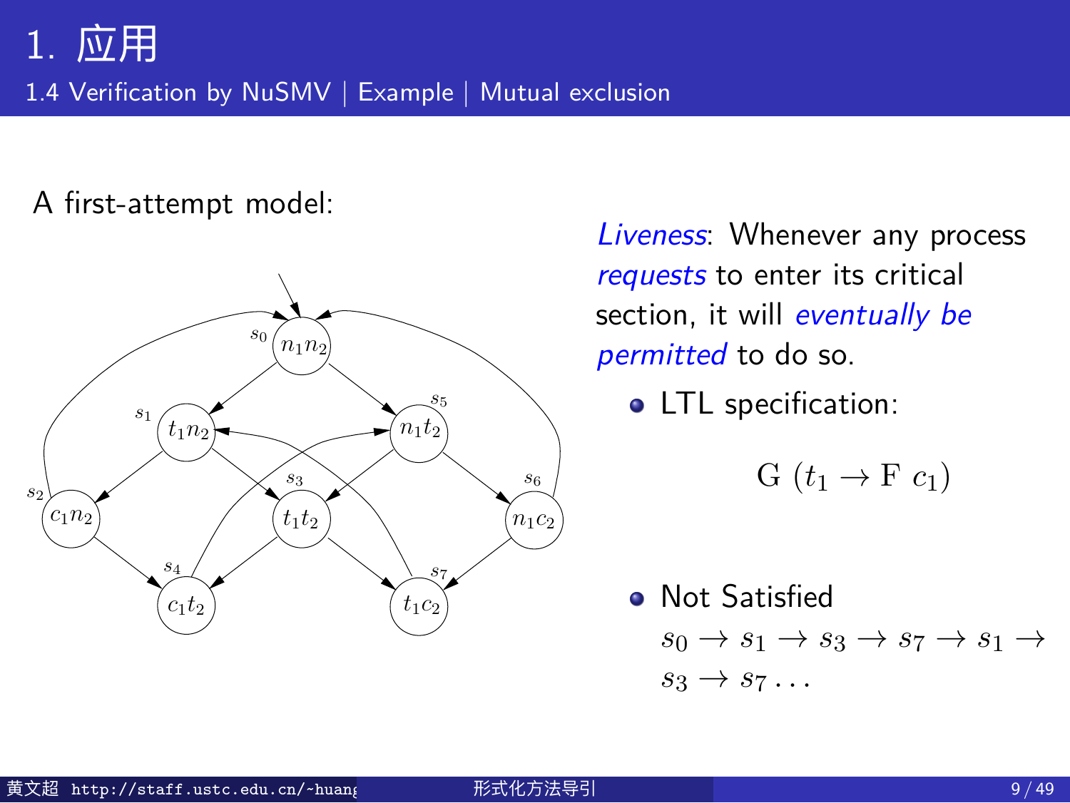# 1. 应用

## 1.4 Verification by NuSMV | Example | Mutual exclusion

A first-attempt model:

*Liveness*: Whenever any process *requests* to enter its critical section, it will *eventually be permitted* to do so.

- LTL specification:

$$G\ (t_1 \to F\ c_1)$$

- Not Satisfied

  $s_0 \to s_1 \to s_3 \to s_7 \to s_1 \to s_3 \to s_7 \ldots$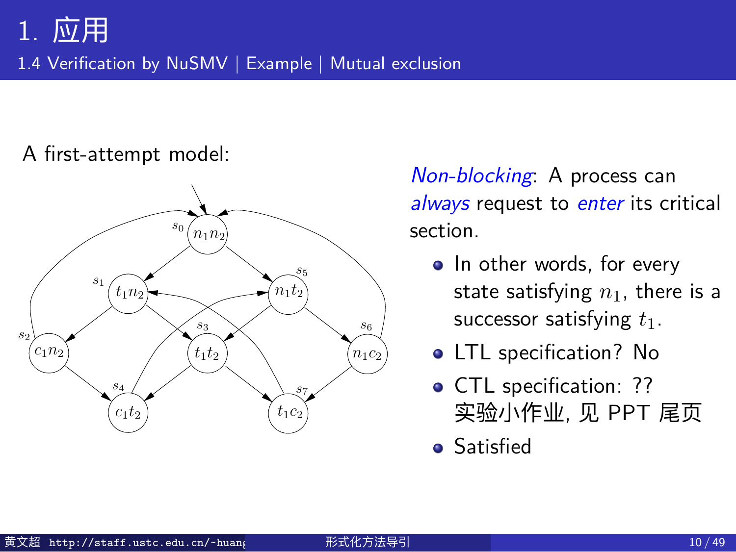# 1. 应用

## 1.4 Verification by NuSMV | Example | Mutual exclusion

A first-attempt model:

$s_0$: $n_1 n_2$, $s_1$: $t_1 n_2$, $s_2$: $c_1 n_2$, $s_3$: $t_1 t_2$, $s_4$: $c_1 t_2$, $s_5$: $n_1 t_2$, $s_6$: $n_1 c_2$, $s_7$: $t_1 c_2$

*Non-blocking*: A process can *always* request to *enter* its critical section.

- In other words, for every state satisfying $n_1$, there is a successor satisfying $t_1$.
- LTL specification? No
- CTL specification: ??
  实验小作业, 见 PPT 尾页
- Satisfied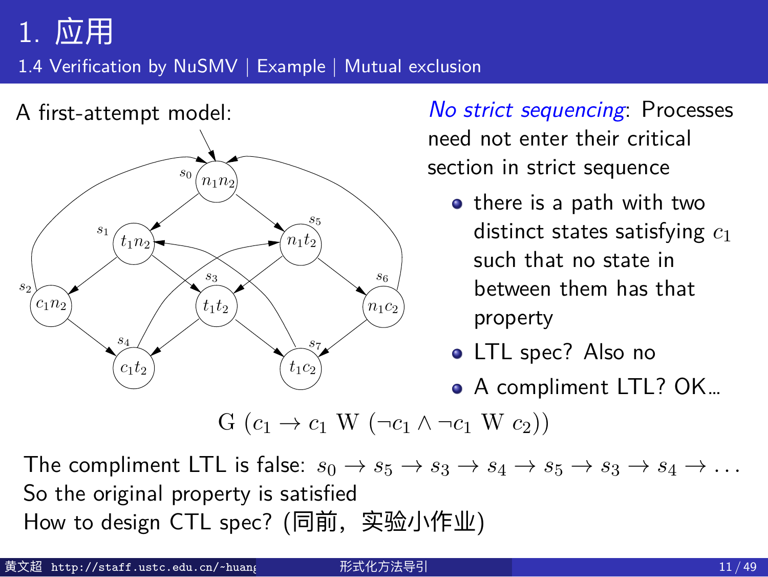# 1. 应用

## 1.4 Verification by NuSMV | Example | Mutual exclusion

A first-attempt model:

*No strict sequencing*: Processes need not enter their critical section in strict sequence

- there is a path with two distinct states satisfying $c_1$ such that no state in between them has that property
- LTL spec? Also no
- A compliment LTL? OK...

$$\mathrm{G}\ (c_1 \rightarrow c_1\ \mathrm{W}\ (\neg c_1 \wedge \neg c_1\ \mathrm{W}\ c_2))$$

The compliment LTL is false: $s_0 \rightarrow s_5 \rightarrow s_3 \rightarrow s_4 \rightarrow s_5 \rightarrow s_3 \rightarrow s_4 \rightarrow \ldots$
So the original property is satisfied
How to design CTL spec? (同前，实验小作业)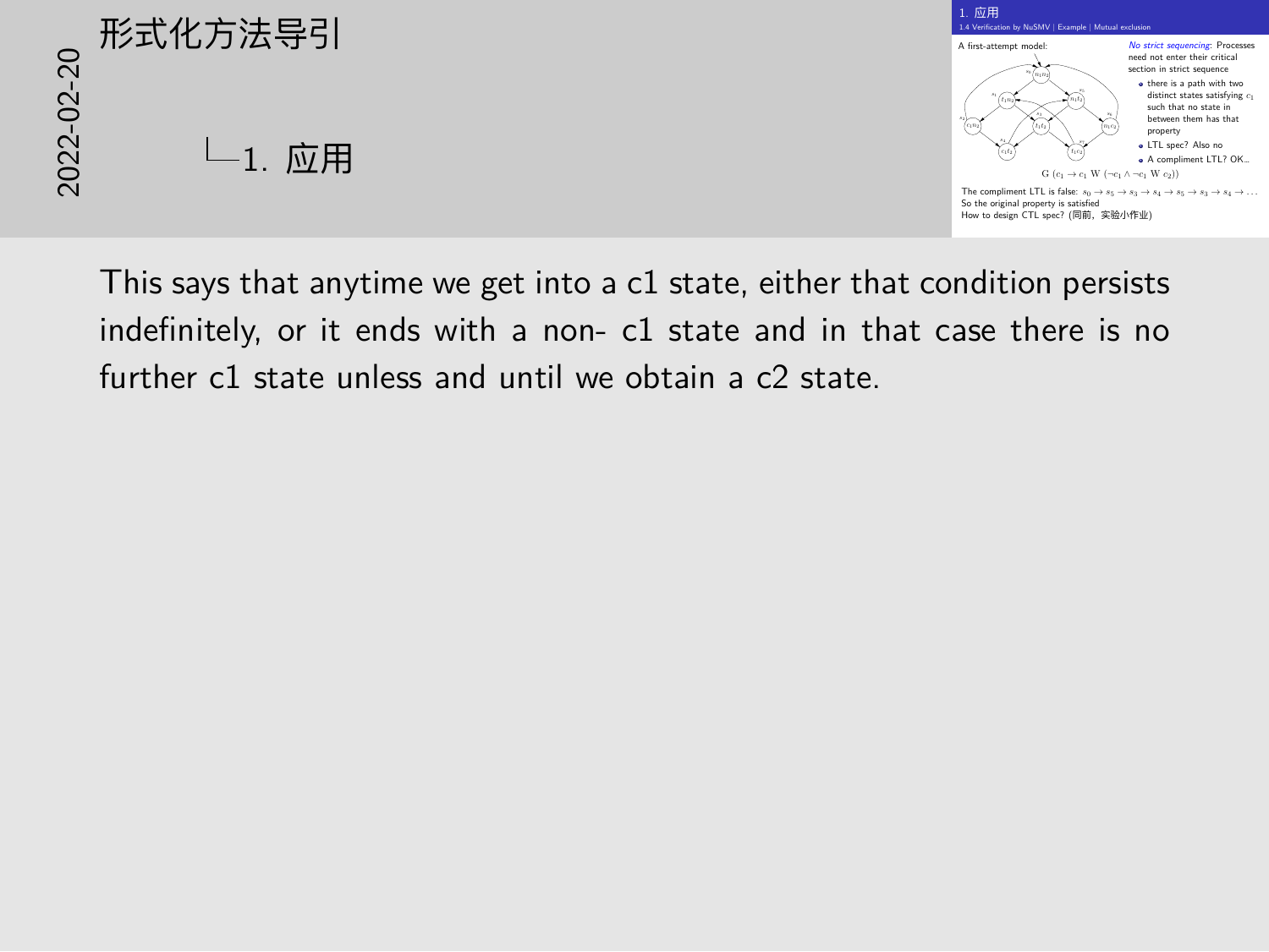# 形式化方法导引

## 1. 应用

### 1.4 Verification by NuSMV | Example | Mutual exclusion

A first-attempt model:

*No strict sequencing*: Processes need not enter their critical section in strict sequence

- there is a path with two distinct states satisfying $c_1$ such that no state in between them has that property
- LTL spec? Also no
- A compliment LTL? OK...

$$\mathrm{G}\ (c_1 \rightarrow c_1\ \mathrm{W}\ (\neg c_1 \wedge \neg c_1\ \mathrm{W}\ c_2))$$

The compliment LTL is false: $s_0 \rightarrow s_5 \rightarrow s_3 \rightarrow s_4 \rightarrow s_5 \rightarrow s_3 \rightarrow s_4 \rightarrow \ldots$

So the original property is satisfied

How to design CTL spec? (同前，实验小作业)

This says that anytime we get into a c1 state, either that condition persists indefinitely, or it ends with a non- c1 state and in that case there is no further c1 state unless and until we obtain a c2 state.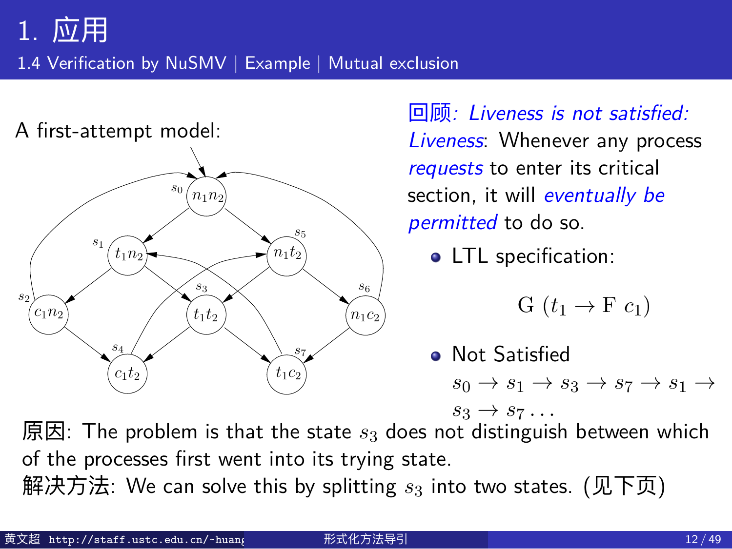# 1. 应用

## 1.4 Verification by NuSMV | Example | Mutual exclusion

A first-attempt model:

$s_0$: $n_1n_2$; $s_1$: $t_1n_2$; $s_2$: $c_1n_2$; $s_3$: $t_1t_2$; $s_4$: $c_1t_2$; $s_5$: $n_1t_2$; $s_6$: $n_1c_2$; $s_7$: $t_1c_2$

回顾*: Liveness is not satisfied:*

*Liveness*: Whenever any process *requests* to enter its critical section, it will *eventually be permitted* to do so.

- LTL specification:

$$\mathrm{G}\ (t_1 \to \mathrm{F}\ c_1)$$

- Not Satisfied
  $s_0 \to s_1 \to s_3 \to s_7 \to s_1 \to s_3 \to s_7 \ldots$

原因: The problem is that the state $s_3$ does not distinguish between which of the processes first went into its trying state.

解决方法: We can solve this by splitting $s_3$ into two states. (见下页)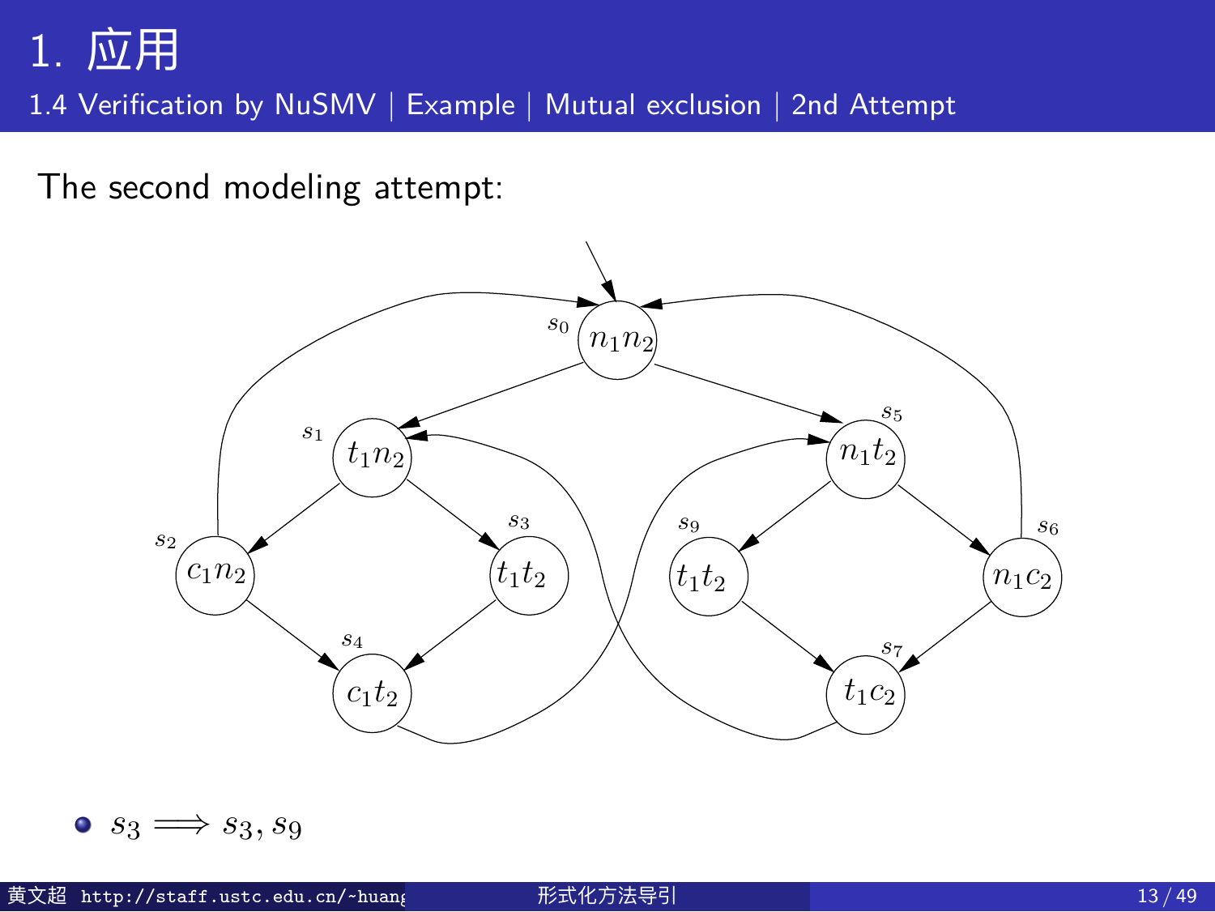# 1. 应用

## 1.4 Verification by NuSMV | Example | Mutual exclusion | 2nd Attempt

The second modeling attempt:

- $s_3 \Longrightarrow s_3, s_9$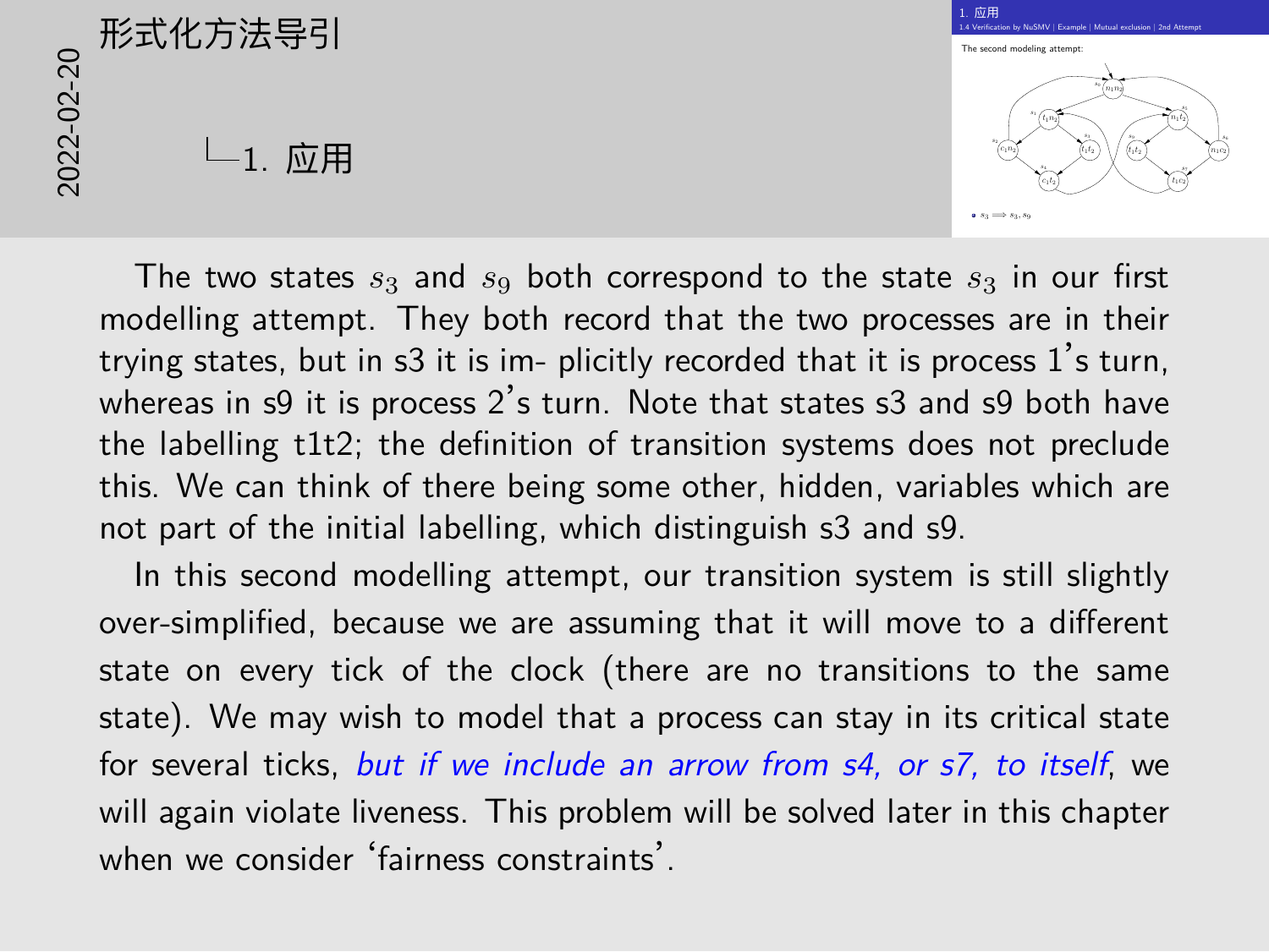# 形式化方法导引

## 1. 应用

The second modeling attempt:

- $s_3 \Longrightarrow s_3, s_9$

The two states $s_3$ and $s_9$ both correspond to the state $s_3$ in our first modelling attempt. They both record that the two processes are in their trying states, but in s3 it is im- plicitly recorded that it is process 1's turn, whereas in s9 it is process 2's turn. Note that states s3 and s9 both have the labelling t1t2; the definition of transition systems does not preclude this. We can think of there being some other, hidden, variables which are not part of the initial labelling, which distinguish s3 and s9.

In this second modelling attempt, our transition system is still slightly over-simplified, because we are assuming that it will move to a different state on every tick of the clock (there are no transitions to the same state). We may wish to model that a process can stay in its critical state for several ticks, *but if we include an arrow from s4, or s7, to itself*, we will again violate liveness. This problem will be solved later in this chapter when we consider 'fairness constraints'.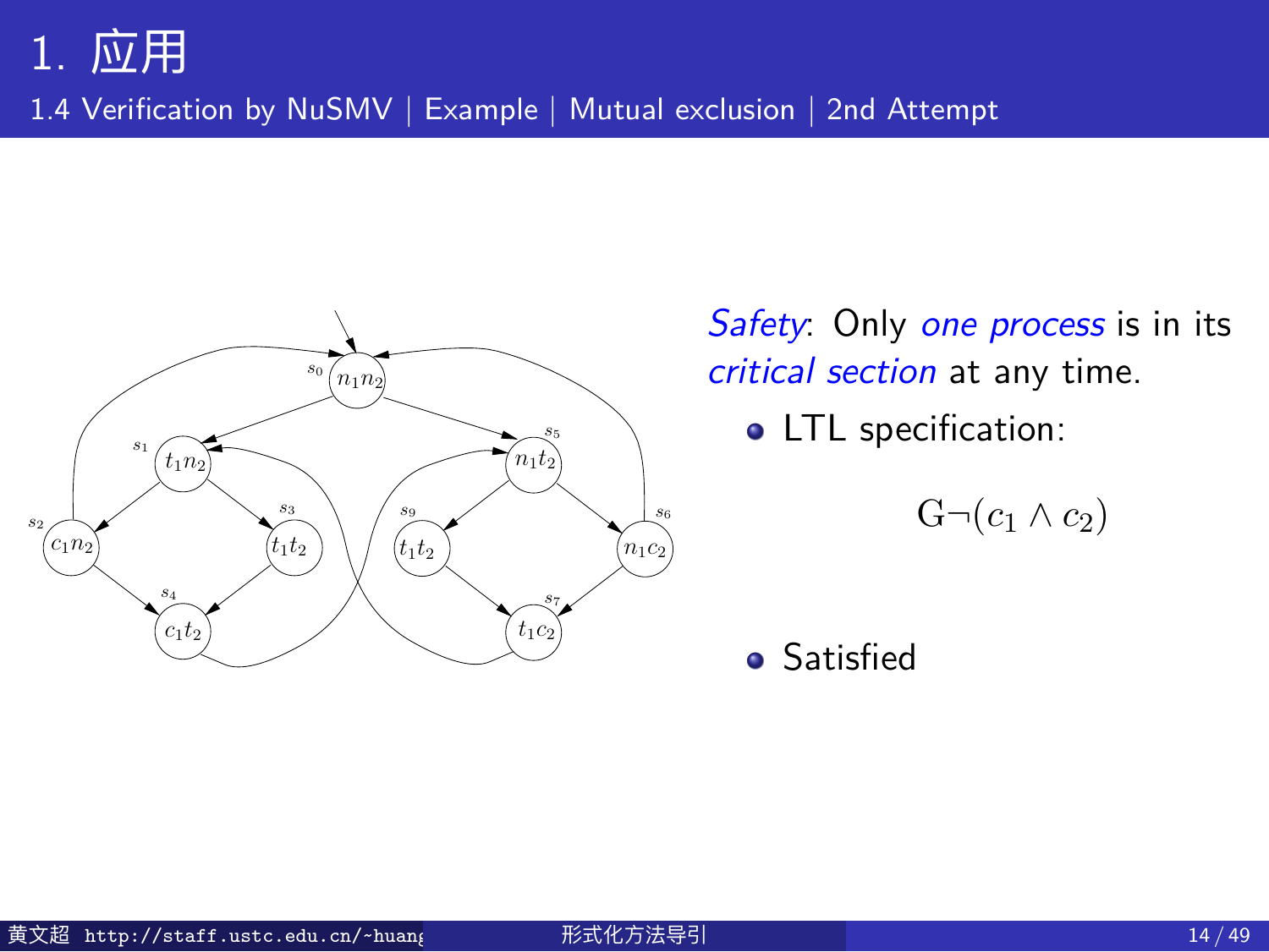# 1. 应用

## 1.4 Verification by NuSMV | Example | Mutual exclusion | 2nd Attempt

*Safety*: Only *one process* is in its *critical section* at any time.

- LTL specification:

$$G\neg(c_1 \wedge c_2)$$

- Satisfied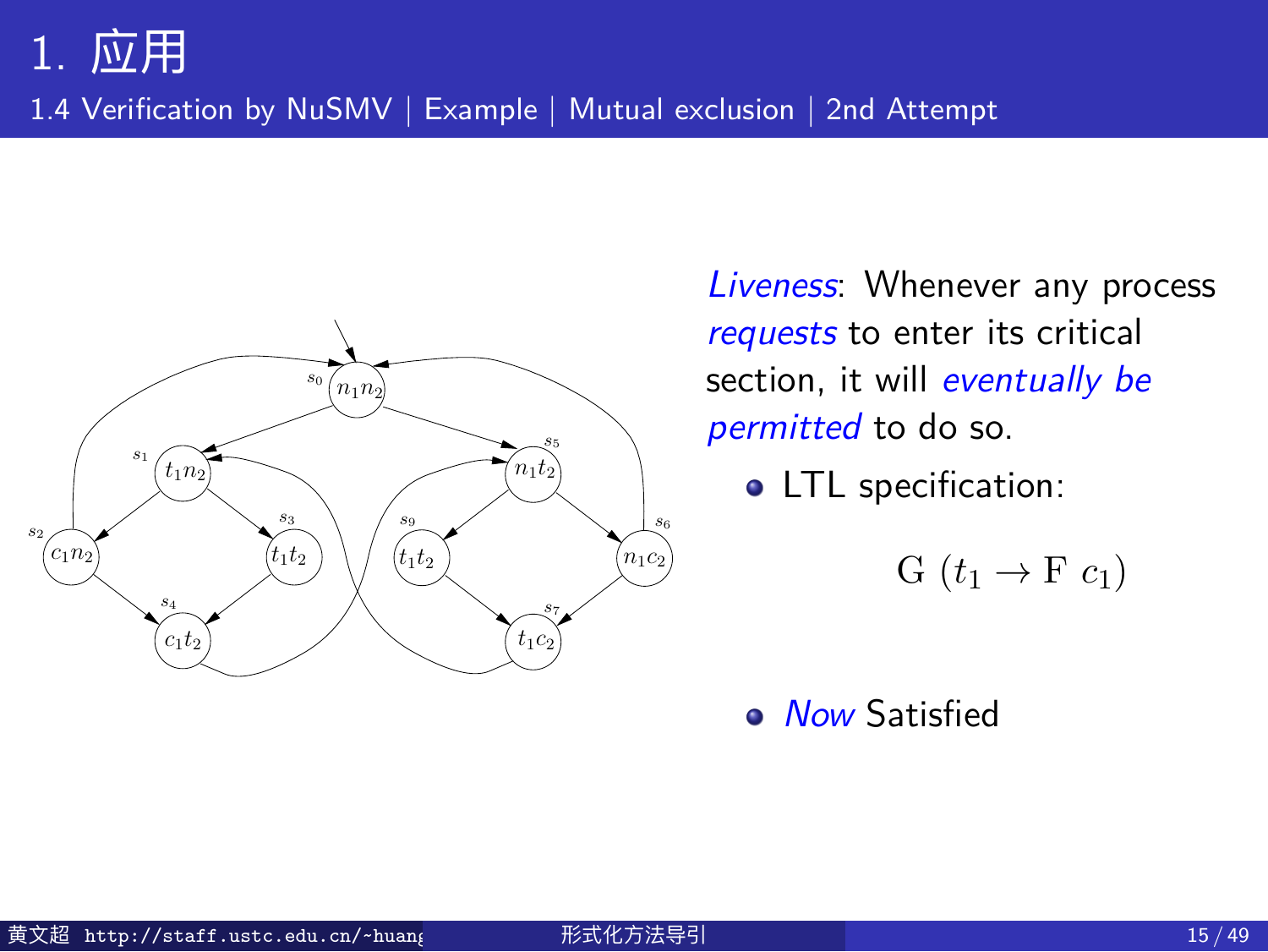# 1. 应用

## 1.4 Verification by NuSMV | Example | Mutual exclusion | 2nd Attempt

*Liveness*: Whenever any process *requests* to enter its critical section, it will *eventually be permitted* to do so.

- LTL specification:

$$\mathrm{G}\ (t_1 \rightarrow \mathrm{F}\ c_1)$$

- *Now* Satisfied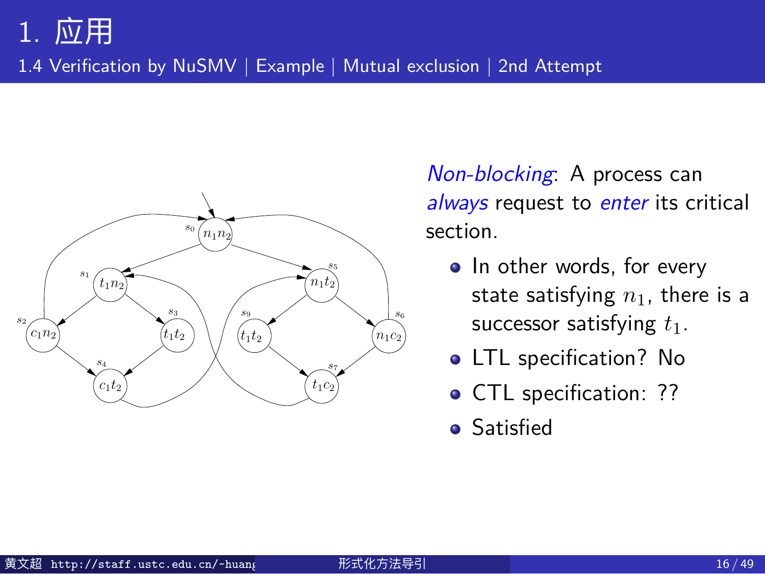# 1. 应用

## 1.4 Verification by NuSMV | Example | Mutual exclusion | 2nd Attempt

*Non-blocking*: A process can *always* request to *enter* its critical section.

- In other words, for every state satisfying $n_1$, there is a successor satisfying $t_1$.
- LTL specification? No
- CTL specification: ??
- Satisfied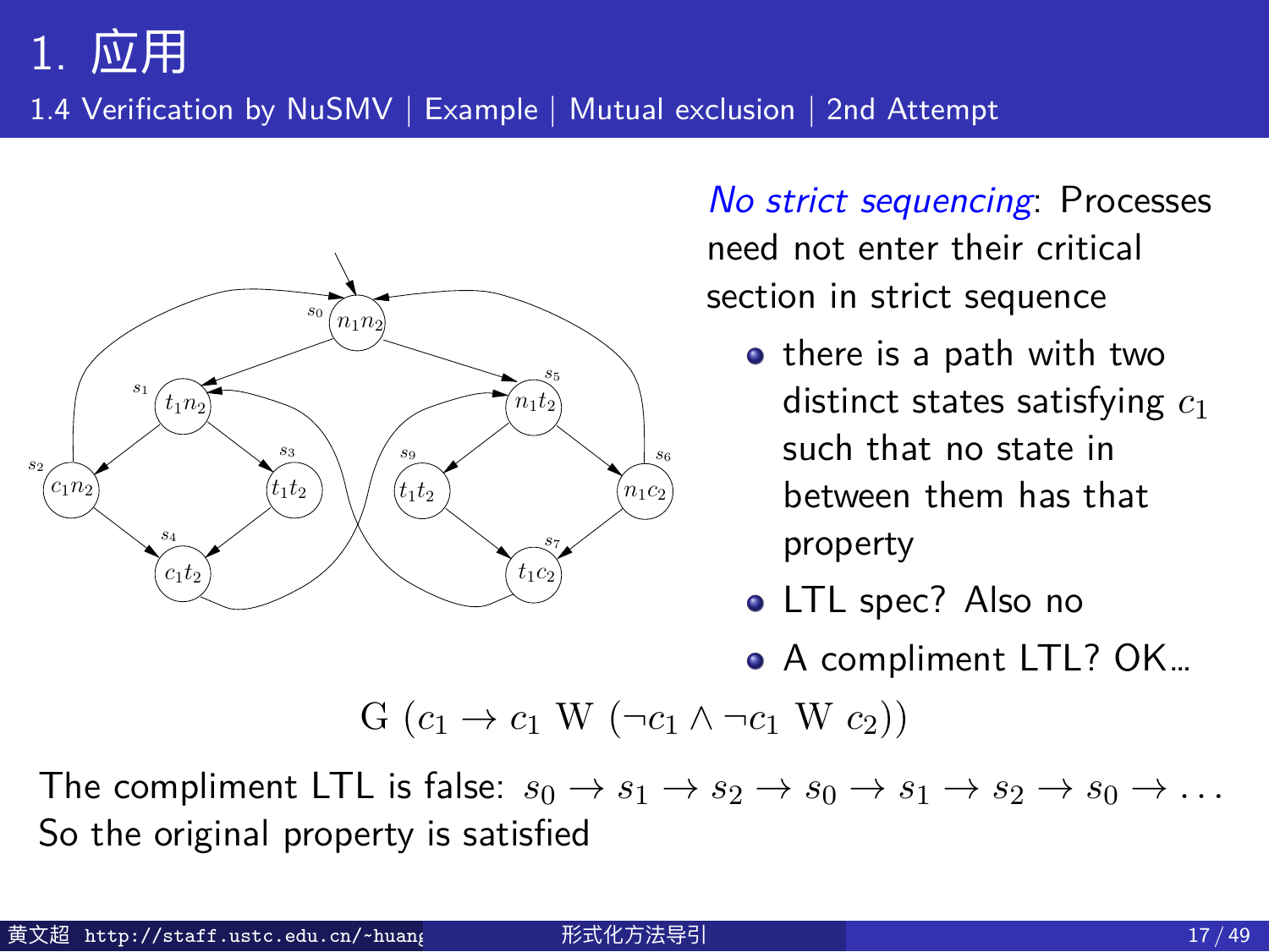# 1. 应用

## 1.4 Verification by NuSMV | Example | Mutual exclusion | 2nd Attempt

*No strict sequencing*: Processes need not enter their critical section in strict sequence

- there is a path with two distinct states satisfying $c_1$ such that no state in between them has that property
- LTL spec? Also no
- A compliment LTL? OK...

$$\mathrm{G}\ (c_1 \rightarrow c_1\ \mathrm{W}\ (\neg c_1 \wedge \neg c_1\ \mathrm{W}\ c_2))$$

The compliment LTL is false: $s_0 \rightarrow s_1 \rightarrow s_2 \rightarrow s_0 \rightarrow s_1 \rightarrow s_2 \rightarrow s_0 \rightarrow \ldots$
So the original property is satisfied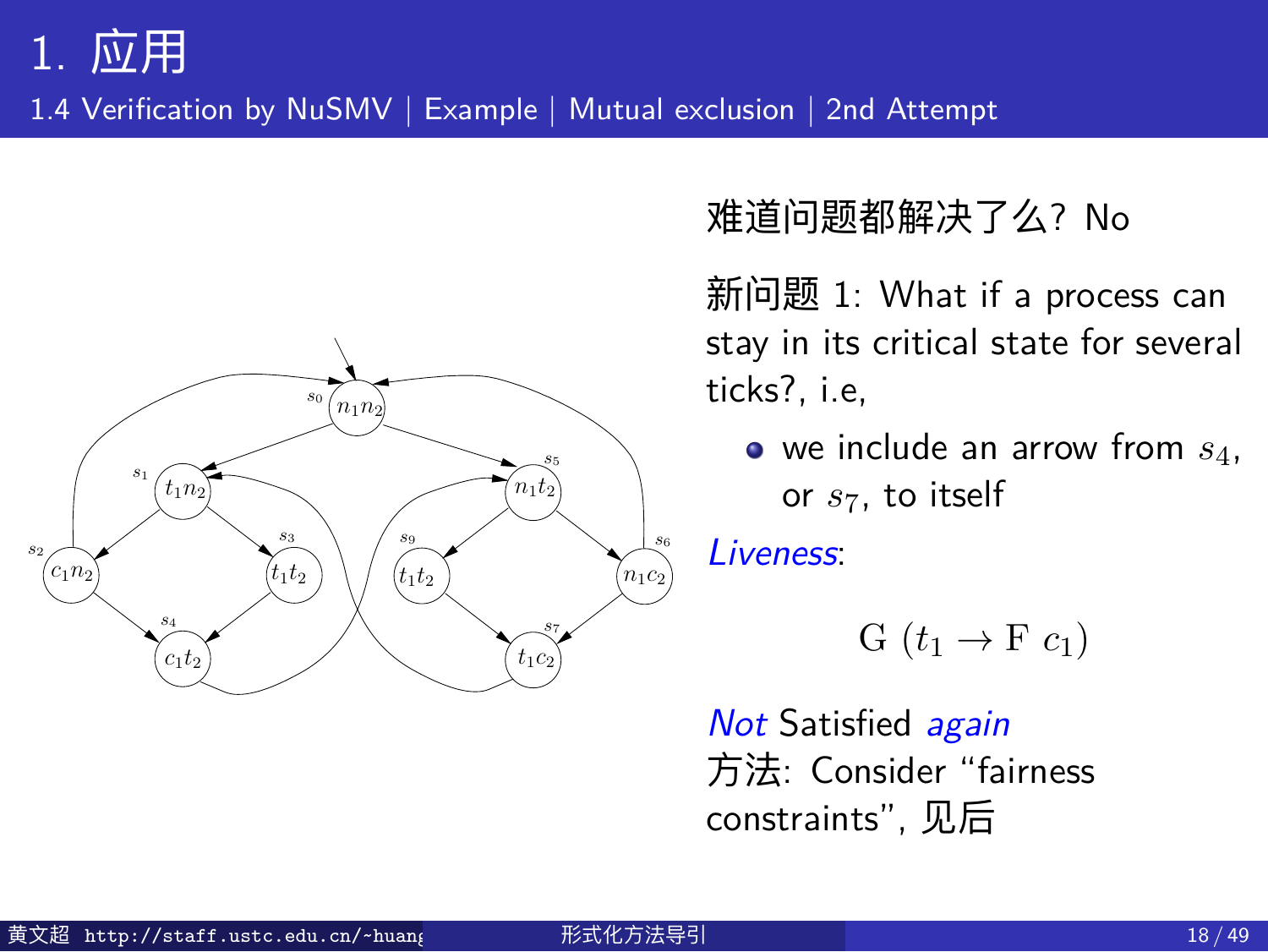# 1. 应用

## 1.4 Verification by NuSMV | Example | Mutual exclusion | 2nd Attempt

难道问题都解决了么？No

新问题 1: What if a process can stay in its critical state for several ticks?, i.e,

- we include an arrow from $s_4$, or $s_7$, to itself

*Liveness*:

$$\mathrm{G}\ (t_1 \rightarrow \mathrm{F}\ c_1)$$

*Not* Satisfied *again*

方法: Consider “fairness constraints”, 见后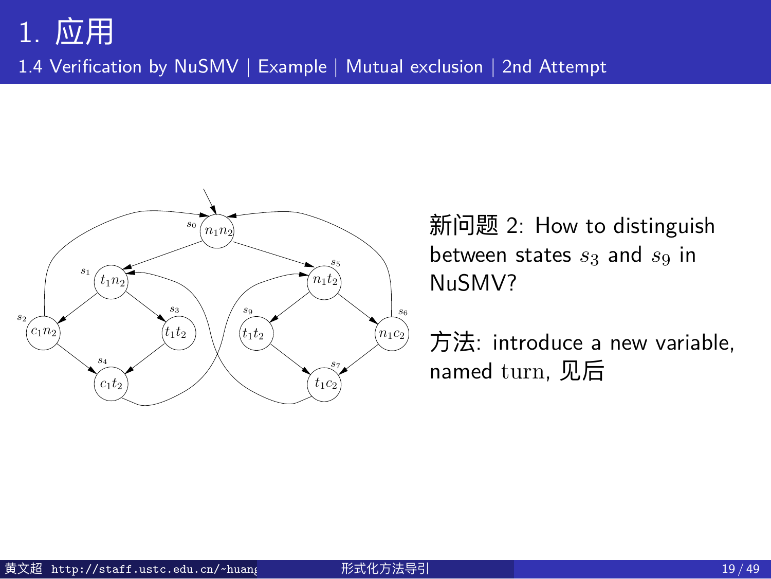# 1. 应用

## 1.4 Verification by NuSMV | Example | Mutual exclusion | 2nd Attempt

新问题 2: How to distinguish between states $s_3$ and $s_9$ in NuSMV?

方法: introduce a new variable, named $\mathrm{turn}$, 见后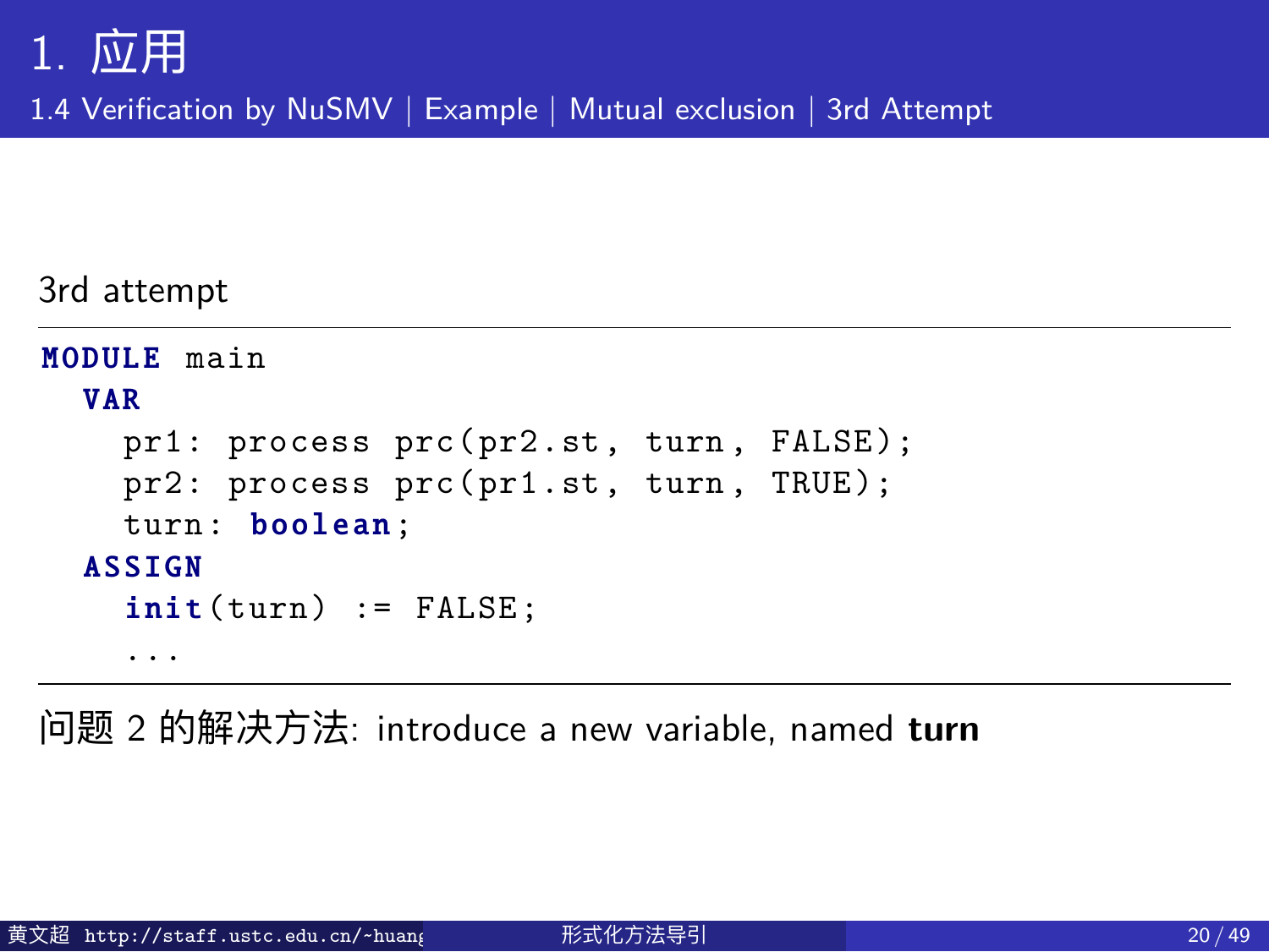# 1. 应用

## 1.4 Verification by NuSMV | Example | Mutual exclusion | 3rd Attempt

3rd attempt

```
MODULE main
  VAR
    pr1: process prc(pr2.st, turn, FALSE);
    pr2: process prc(pr1.st, turn, TRUE);
    turn: boolean;
  ASSIGN
    init(turn) := FALSE;
    ...
```

问题 2 的解决方法: introduce a new variable, named **turn**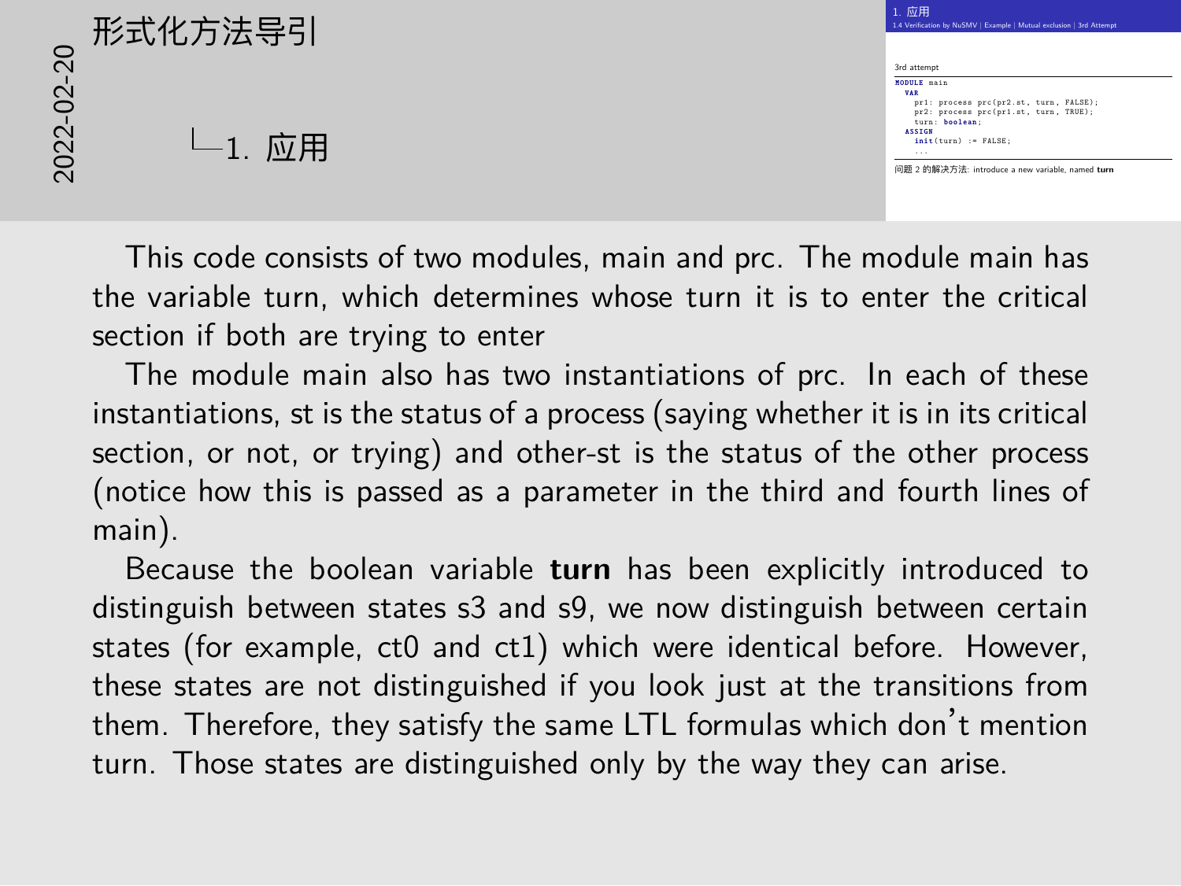3rd attempt

```
MODULE main
  VAR
    pr1: process prc(pr2.st, turn, FALSE);
    pr2: process prc(pr1.st, turn, TRUE);
    turn: boolean;
  ASSIGN
    init(turn) := FALSE;
    ...
```

问题 2 的解决方法: introduce a new variable, named **turn**

This code consists of two modules, main and prc. The module main has the variable turn, which determines whose turn it is to enter the critical section if both are trying to enter

The module main also has two instantiations of prc. In each of these instantiations, st is the status of a process (saying whether it is in its critical section, or not, or trying) and other-st is the status of the other process (notice how this is passed as a parameter in the third and fourth lines of main).

Because the boolean variable **turn** has been explicitly introduced to distinguish between states s3 and s9, we now distinguish between certain states (for example, ct0 and ct1) which were identical before. However, these states are not distinguished if you look just at the transitions from them. Therefore, they satisfy the same LTL formulas which don't mention turn. Those states are distinguished only by the way they can arise.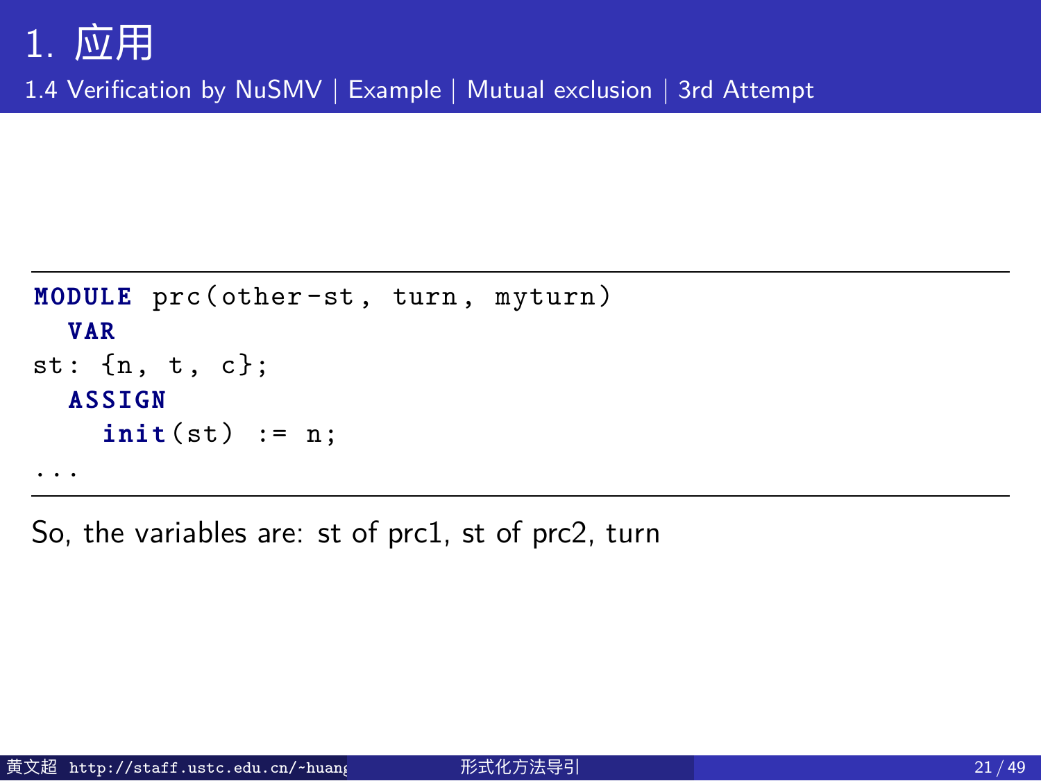# 1. 应用

## 1.4 Verification by NuSMV | Example | Mutual exclusion | 3rd Attempt

```
MODULE prc(other-st, turn, myturn)
  VAR
st: {n, t, c};
  ASSIGN
    init(st) := n;
...
```

So, the variables are: st of prc1, st of prc2, turn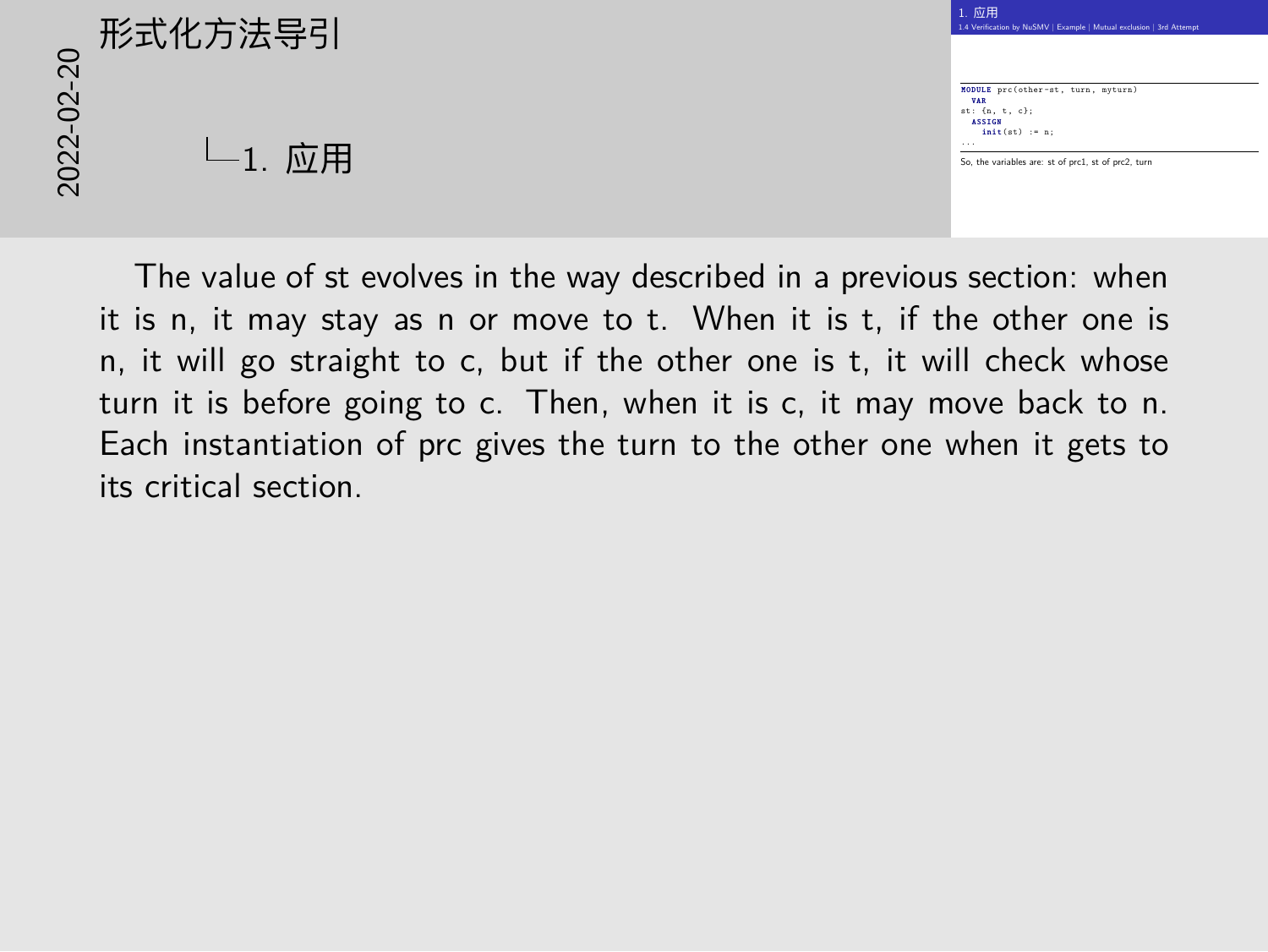# 形式化方法导引

## 1. 应用

### 1.4 Verification by NuSMV | Example | Mutual exclusion | 3rd Attempt

```
MODULE prc(other-st, turn, myturn)
  VAR
st: {n, t, c};
  ASSIGN
    init(st) := n;
...
```

So, the variables are: st of prc1, st of prc2, turn

The value of st evolves in the way described in a previous section: when it is n, it may stay as n or move to t. When it is t, if the other one is n, it will go straight to c, but if the other one is t, it will check whose turn it is before going to c. Then, when it is c, it may move back to n. Each instantiation of prc gives the turn to the other one when it gets to its critical section.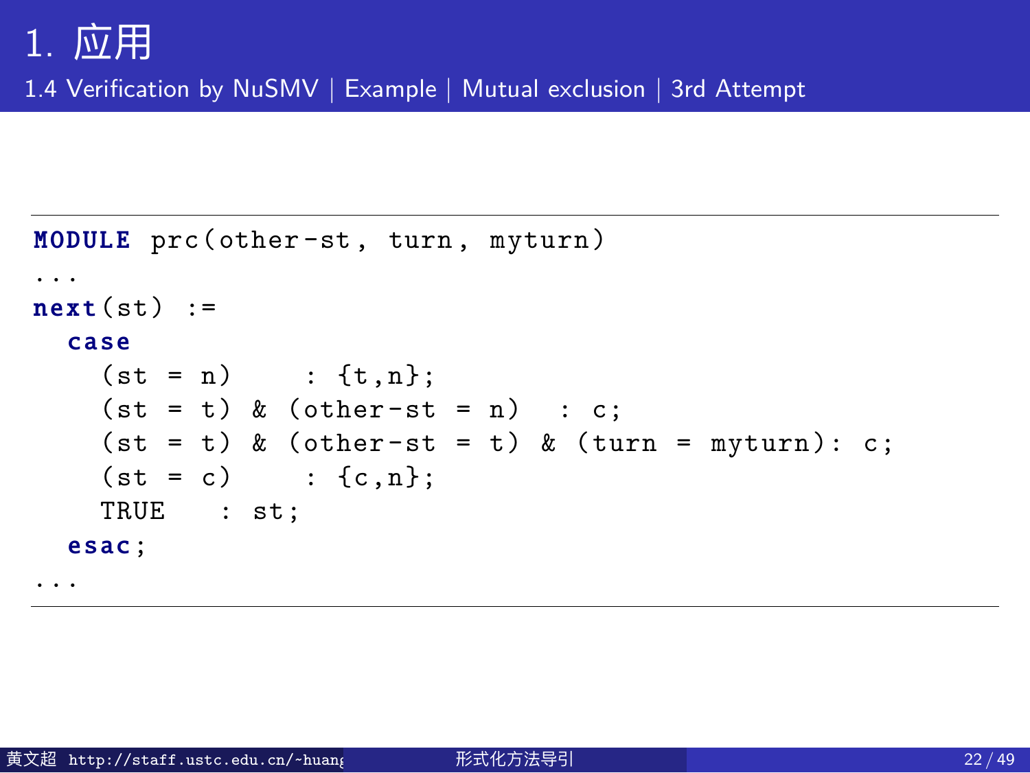# 1. 应用

## 1.4 Verification by NuSMV | Example | Mutual exclusion | 3rd Attempt

```
MODULE prc(other-st, turn, myturn)
...
next(st) :=
  case
    (st = n)     : {t,n};
    (st = t) & (other-st = n)  : c;
    (st = t) & (other-st = t) & (turn = myturn): c;
    (st = c)     : {c,n};
    TRUE    : st;
  esac;
...
```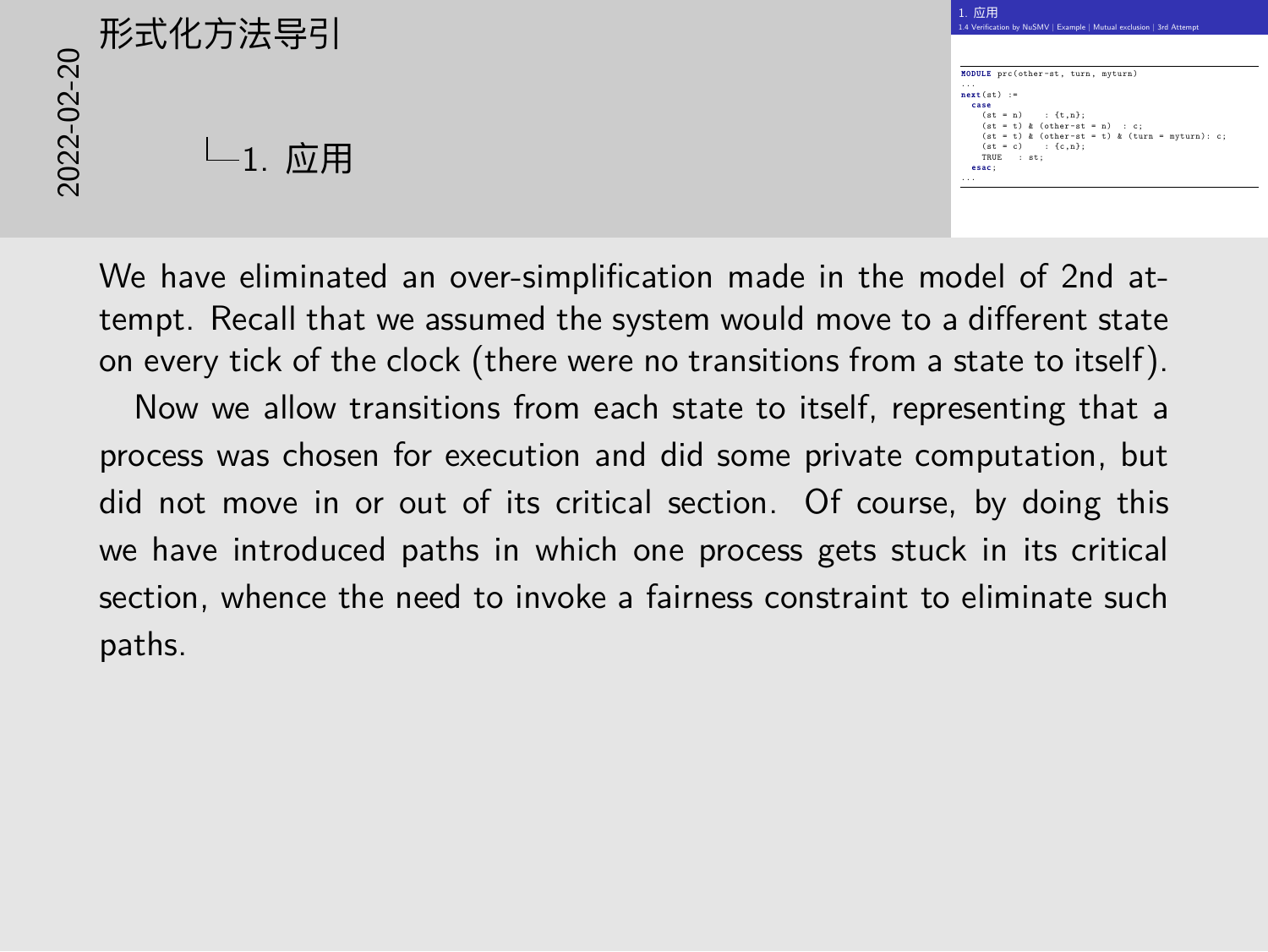# 形式化方法导引

## 1. 应用

### 1.4 Verification by NuSMV | Example | Mutual exclusion | 3rd Attempt

```
MODULE prc(other-st, turn, myturn)
...
next(st) :=
  case
    (st = n)    : {t,n};
    (st = t) & (other-st = n)  : c;
    (st = t) & (other-st = t) & (turn = myturn): c;
    (st = c)    : {c,n};
    TRUE   : st;
  esac;
...
```

We have eliminated an over-simplification made in the model of 2nd attempt. Recall that we assumed the system would move to a different state on every tick of the clock (there were no transitions from a state to itself).

Now we allow transitions from each state to itself, representing that a process was chosen for execution and did some private computation, but did not move in or out of its critical section. Of course, by doing this we have introduced paths in which one process gets stuck in its critical section, whence the need to invoke a fairness constraint to eliminate such paths.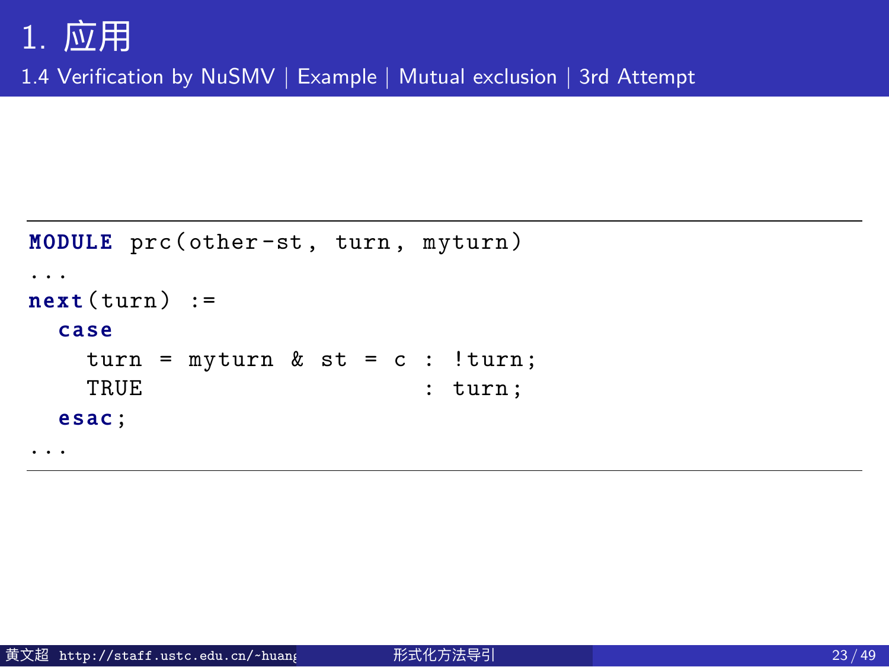# 1. 应用

## 1.4 Verification by NuSMV | Example | Mutual exclusion | 3rd Attempt

```
MODULE prc(other-st, turn, myturn)
...
next(turn) :=
  case
    turn = myturn & st = c : !turn;
    TRUE                   : turn;
  esac;
...
```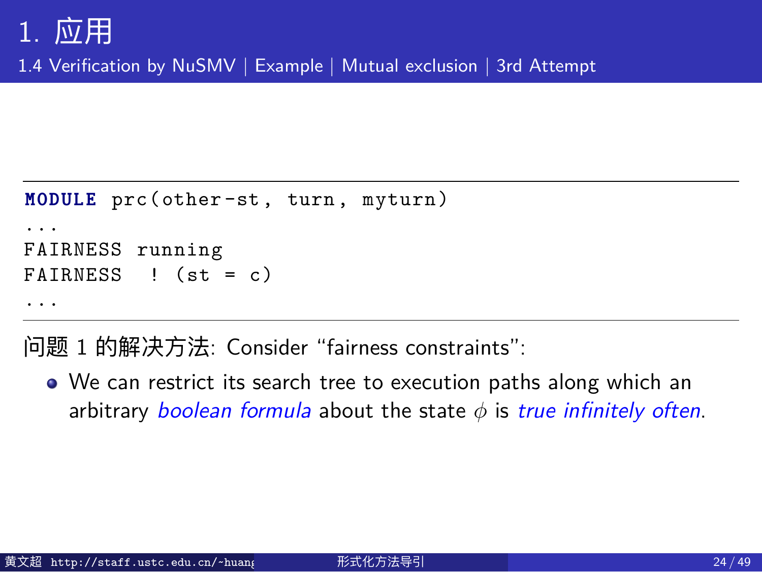# 1. 应用

## 1.4 Verification by NuSMV | Example | Mutual exclusion | 3rd Attempt

```
MODULE prc(other-st, turn, myturn)
...
FAIRNESS running
FAIRNESS  ! (st = c)
...
```

问题 1 的解决方法: Consider “fairness constraints”:

- We can restrict its search tree to execution paths along which an arbitrary *boolean formula* about the state $\phi$ is *true infinitely often*.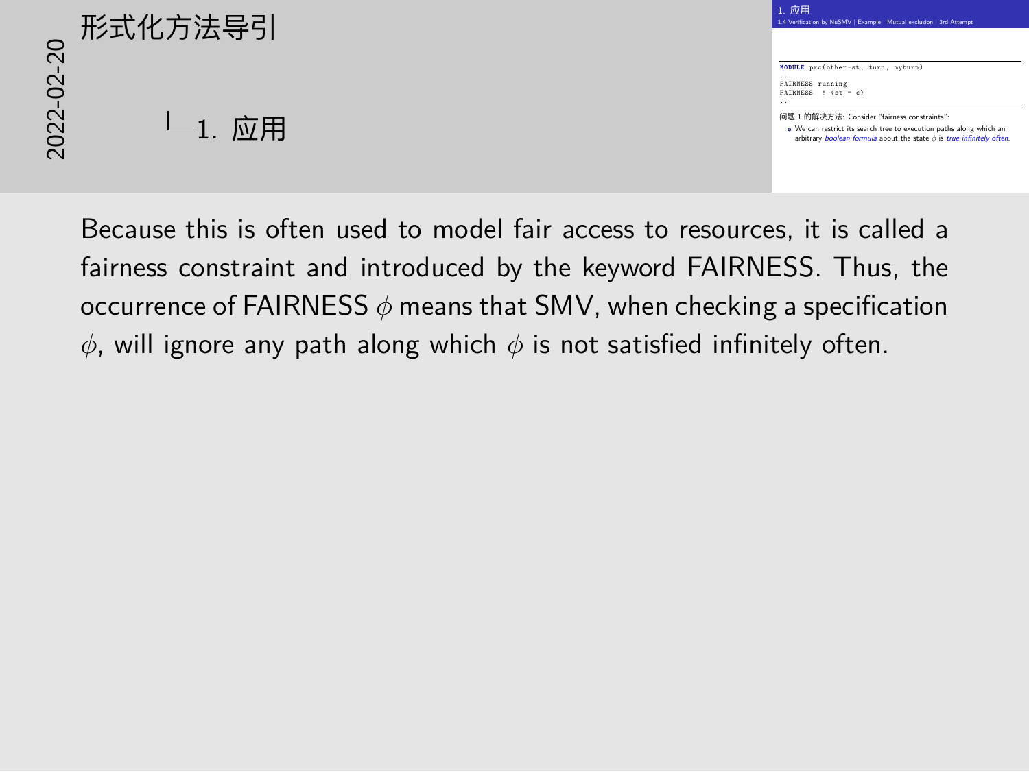形式化方法导引

2022-02-20

└1. 应用

## 1. 应用

1.4 Verification by NuSMV | Example | Mutual exclusion | 3rd Attempt

```
MODULE prc(other-st, turn, myturn)
...
FAIRNESS running
FAIRNESS  ! (st = c)
...
```

问题 1 的解决方法: Consider "fairness constraints":

- We can restrict its search tree to execution paths along which an arbitrary *boolean formula* about the state $\phi$ is *true infinitely often*.

Because this is often used to model fair access to resources, it is called a fairness constraint and introduced by the keyword FAIRNESS. Thus, the occurrence of FAIRNESS $\phi$ means that SMV, when checking a specification $\phi$, will ignore any path along which $\phi$ is not satisfied infinitely often.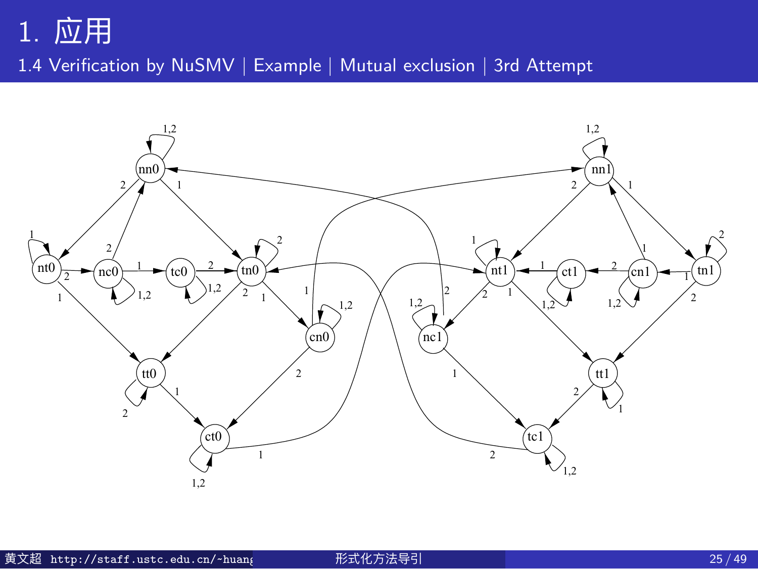# 1. 应用

## 1.4 Verification by NuSMV | Example | Mutual exclusion | 3rd Attempt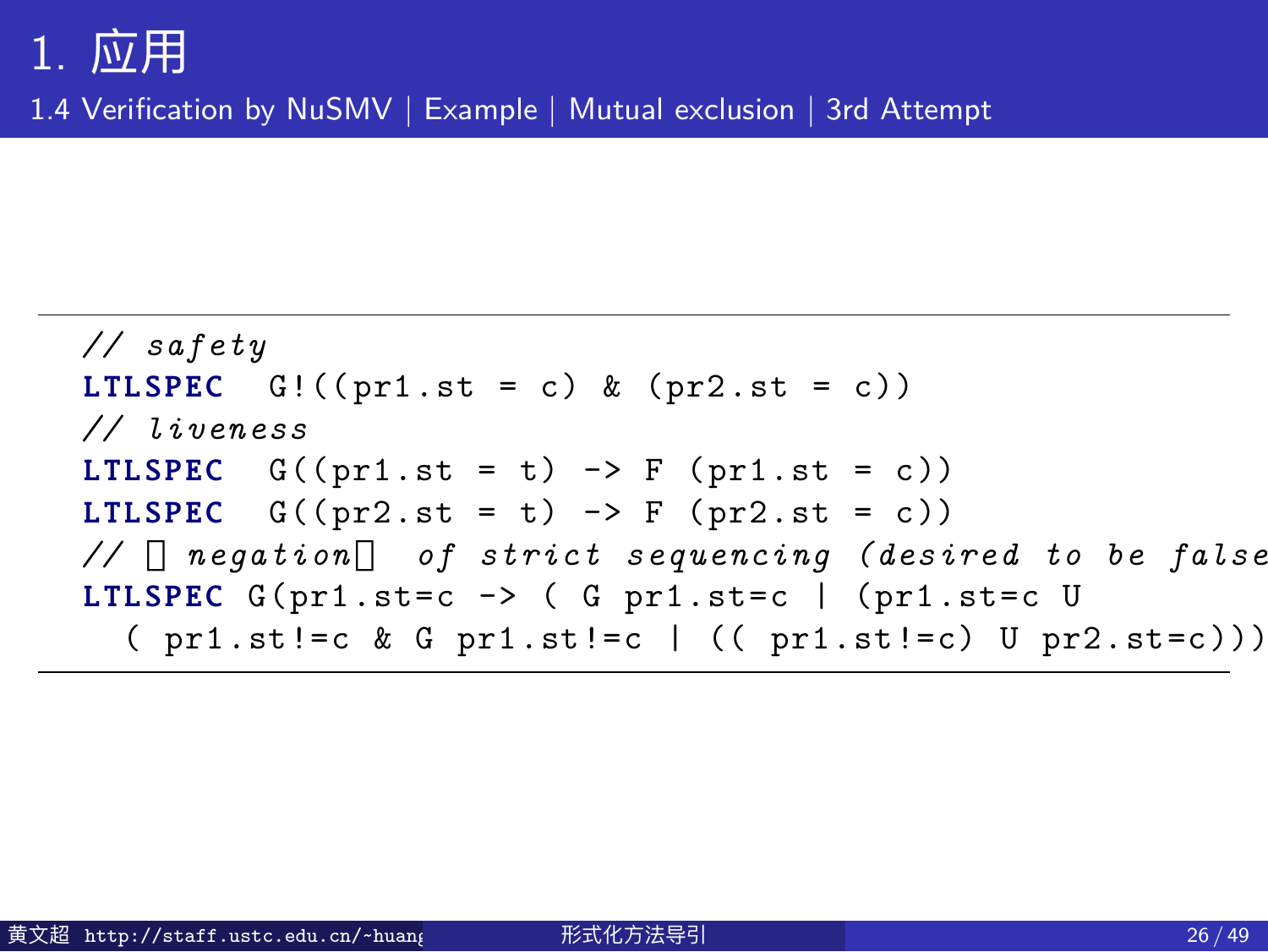# 1. 应用

## 1.4 Verification by NuSMV | Example | Mutual exclusion | 3rd Attempt

```
// safety
LTLSPEC  G!((pr1.st = c) & (pr2.st = c))
// liveness
LTLSPEC  G((pr1.st = t) -> F (pr1.st = c))
LTLSPEC  G((pr2.st = t) -> F (pr2.st = c))
// negation of strict sequencing (desired to be false
LTLSPEC G(pr1.st=c -> ( G pr1.st=c | (pr1.st=c U
  ( pr1.st!=c & G pr1.st!=c | (( pr1.st!=c) U pr2.st=c)))
```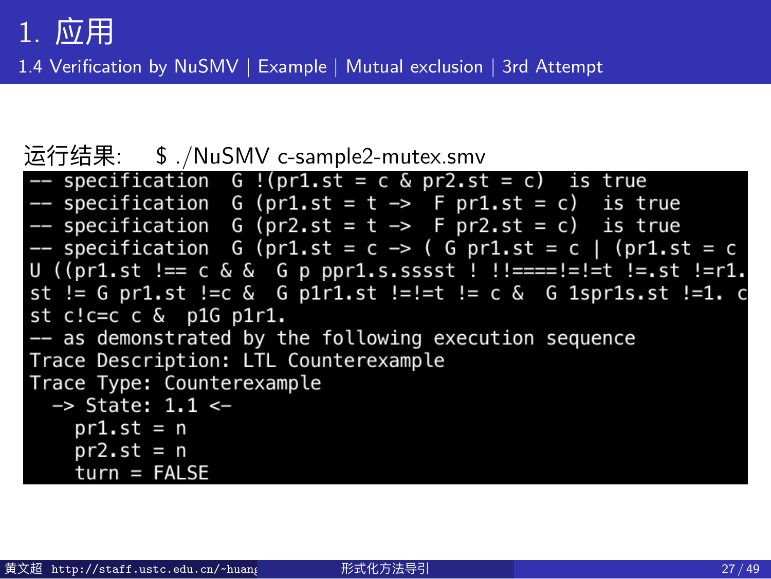# 1. 应用

## 1.4 Verification by NuSMV | Example | Mutual exclusion | 3rd Attempt

运行结果: $ ./NuSMV c-sample2-mutex.smv

```
-- specification  G !(pr1.st = c & pr2.st = c)  is true
-- specification  G (pr1.st = t ->  F pr1.st = c)  is true
-- specification  G (pr2.st = t ->  F pr2.st = c)  is true
-- specification  G (pr1.st = c -> ( G pr1.st = c | (pr1.st = c
U ((pr1.st !== c & &  G p ppr1.s.sssst ! !!====!=!=t !=.st !=r1.
st != G pr1.st !=c &  G p1r1.st !=!=t != c &  G 1spr1s.st !=1. c
st c!c=c c &  p1G p1r1.
-- as demonstrated by the following execution sequence
Trace Description: LTL Counterexample
Trace Type: Counterexample
  -> State: 1.1 <-
    pr1.st = n
    pr2.st = n
    turn = FALSE
```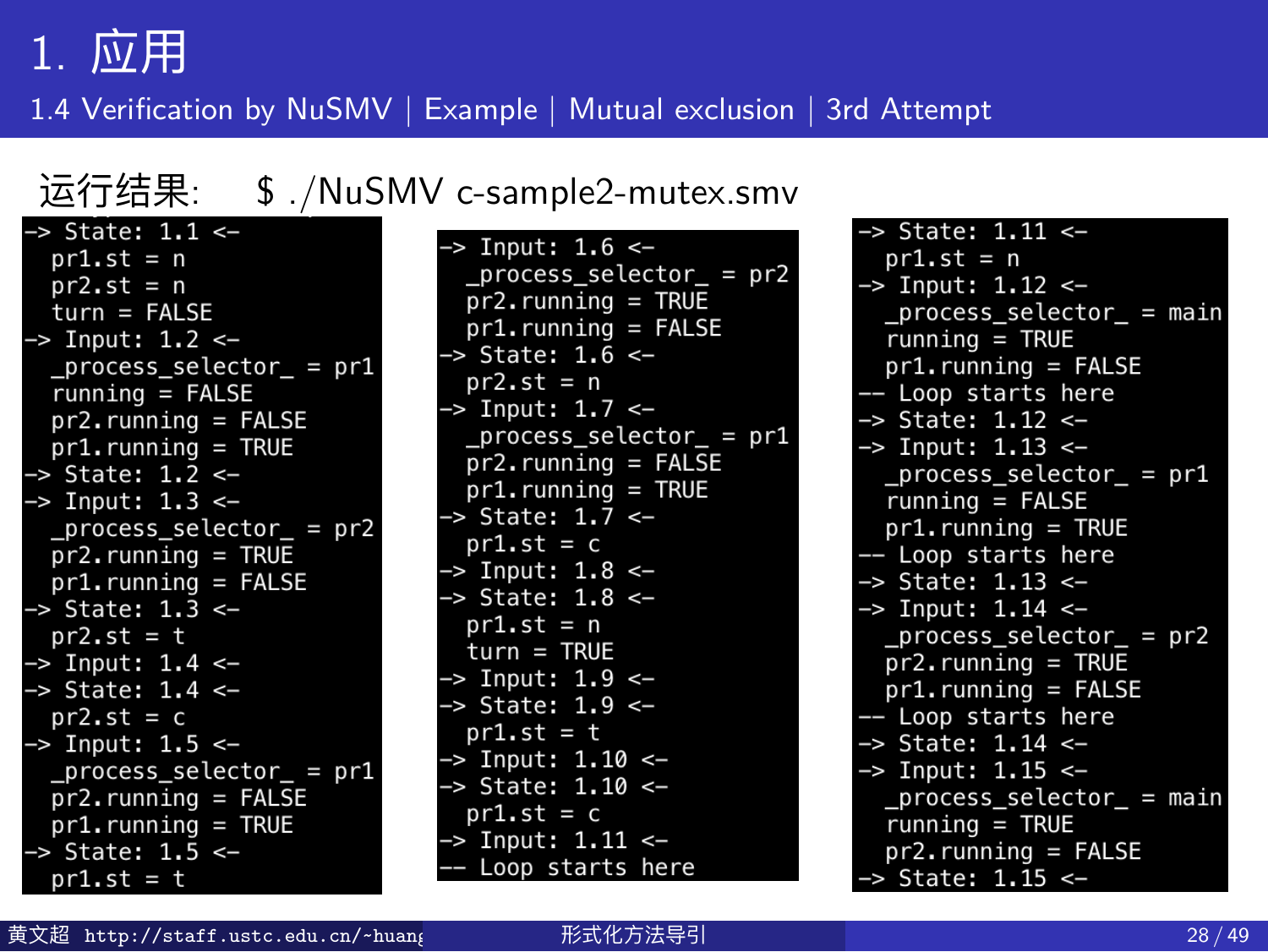# 1. 应用

## 1.4 Verification by NuSMV | Example | Mutual exclusion | 3rd Attempt

运行结果: $ ./NuSMV c-sample2-mutex.smv

```
-> State: 1.1 <-
  pr1.st = n
  pr2.st = n
  turn = FALSE
-> Input: 1.2 <-
  _process_selector_ = pr1
  running = FALSE
  pr2.running = FALSE
  pr1.running = TRUE
-> State: 1.2 <-
-> Input: 1.3 <-
  _process_selector_ = pr2
  pr2.running = TRUE
  pr1.running = FALSE
-> State: 1.3 <-
  pr2.st = t
-> Input: 1.4 <-
-> State: 1.4 <-
  pr2.st = c
-> Input: 1.5 <-
  _process_selector_ = pr1
  pr2.running = FALSE
  pr1.running = TRUE
-> State: 1.5 <-
  pr1.st = t
```

```
-> Input: 1.6 <-
  _process_selector_ = pr2
  pr2.running = TRUE
  pr1.running = FALSE
-> State: 1.6 <-
  pr2.st = n
-> Input: 1.7 <-
  _process_selector_ = pr1
  pr2.running = FALSE
  pr1.running = TRUE
-> State: 1.7 <-
  pr1.st = c
-> Input: 1.8 <-
-> State: 1.8 <-
  pr1.st = n
  turn = TRUE
-> Input: 1.9 <-
-> State: 1.9 <-
  pr1.st = t
-> Input: 1.10 <-
-> State: 1.10 <-
  pr1.st = c
-> Input: 1.11 <-
-- Loop starts here
```

```
-> State: 1.11 <-
  pr1.st = n
-> Input: 1.12 <-
  _process_selector_ = main
  running = TRUE
  pr1.running = FALSE
-- Loop starts here
-> State: 1.12 <-
-> Input: 1.13 <-
  _process_selector_ = pr1
  running = FALSE
  pr1.running = TRUE
-- Loop starts here
-> State: 1.13 <-
-> Input: 1.14 <-
  _process_selector_ = pr2
  pr2.running = TRUE
  pr1.running = FALSE
-- Loop starts here
-> State: 1.14 <-
-> Input: 1.15 <-
  _process_selector_ = main
  running = TRUE
  pr2.running = FALSE
-> State: 1.15 <-
```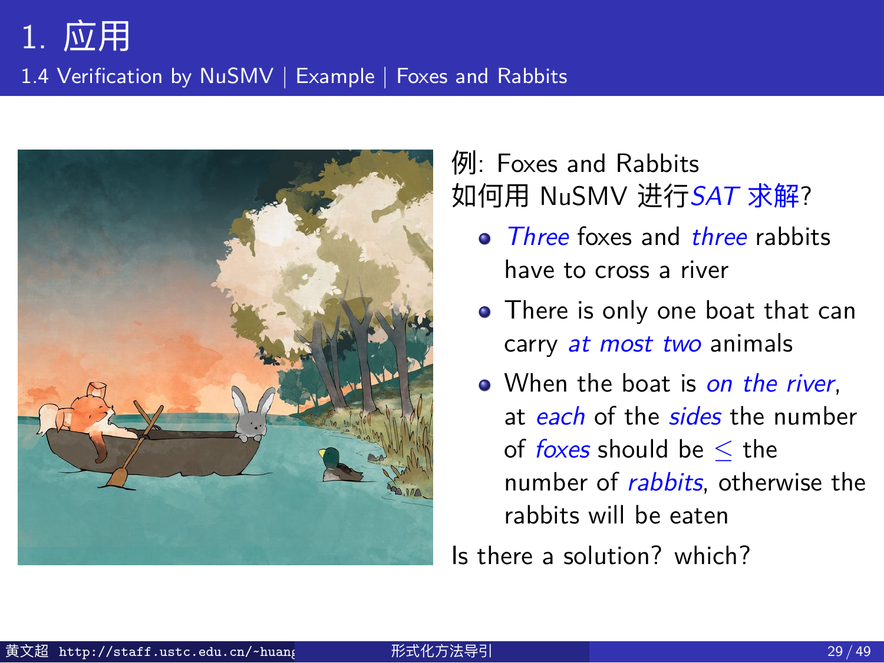# 1. 应用

## 1.4 Verification by NuSMV | Example | Foxes and Rabbits

例: Foxes and Rabbits
如何用 NuSMV 进行*SAT 求解*?

- *Three* foxes and *three* rabbits have to cross a river
- There is only one boat that can carry *at most two* animals
- When the boat is *on the river*, at *each* of the *sides* the number of *foxes* should be $\leq$ the number of *rabbits*, otherwise the rabbits will be eaten

Is there a solution? which?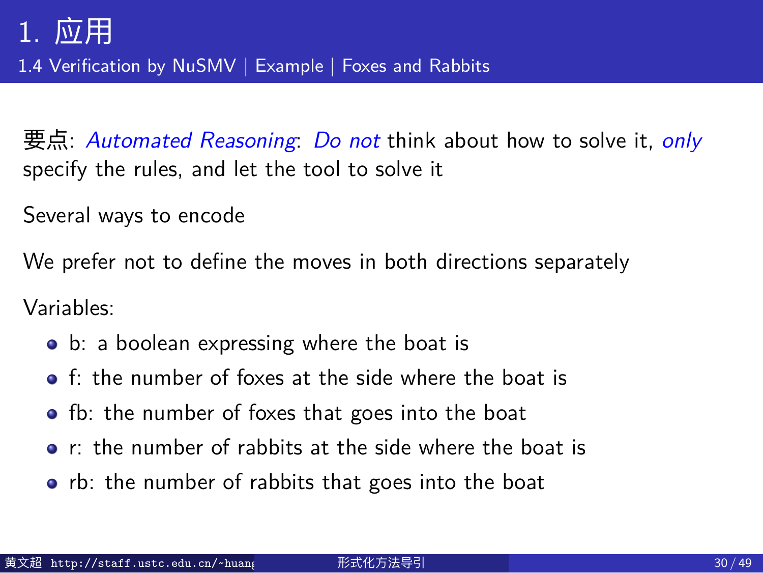# 1. 应用

## 1.4 Verification by NuSMV | Example | Foxes and Rabbits

要点: *Automated Reasoning*: *Do not* think about how to solve it, *only* specify the rules, and let the tool to solve it

Several ways to encode

We prefer not to define the moves in both directions separately

Variables:

- b: a boolean expressing where the boat is
- f: the number of foxes at the side where the boat is
- fb: the number of foxes that goes into the boat
- r: the number of rabbits at the side where the boat is
- rb: the number of rabbits that goes into the boat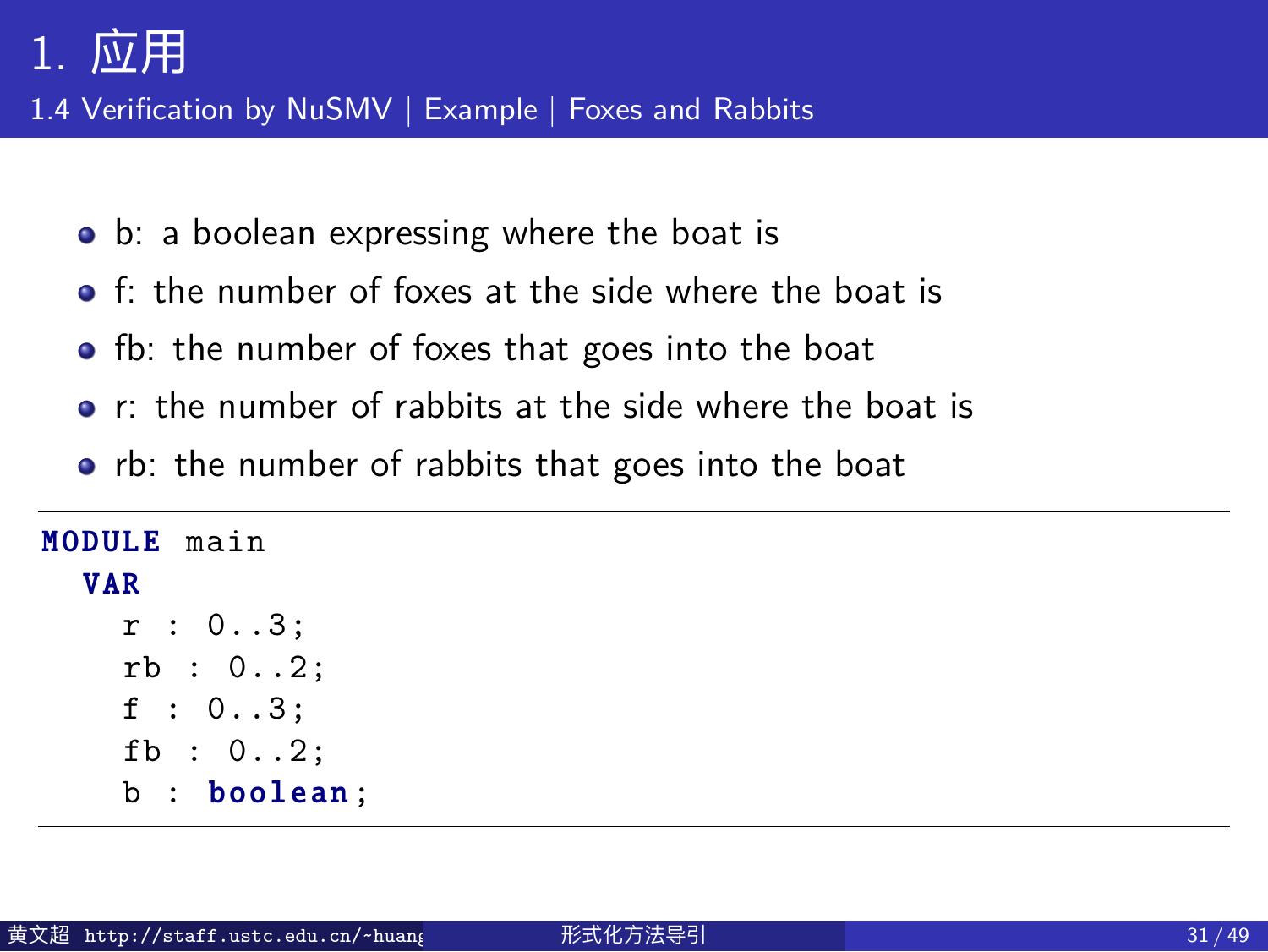# 1. 应用

## 1.4 Verification by NuSMV | Example | Foxes and Rabbits

- b: a boolean expressing where the boat is
- f: the number of foxes at the side where the boat is
- fb: the number of foxes that goes into the boat
- r: the number of rabbits at the side where the boat is
- rb: the number of rabbits that goes into the boat

```
MODULE main
  VAR
    r : 0..3;
    rb : 0..2;
    f : 0..3;
    fb : 0..2;
    b : boolean;
```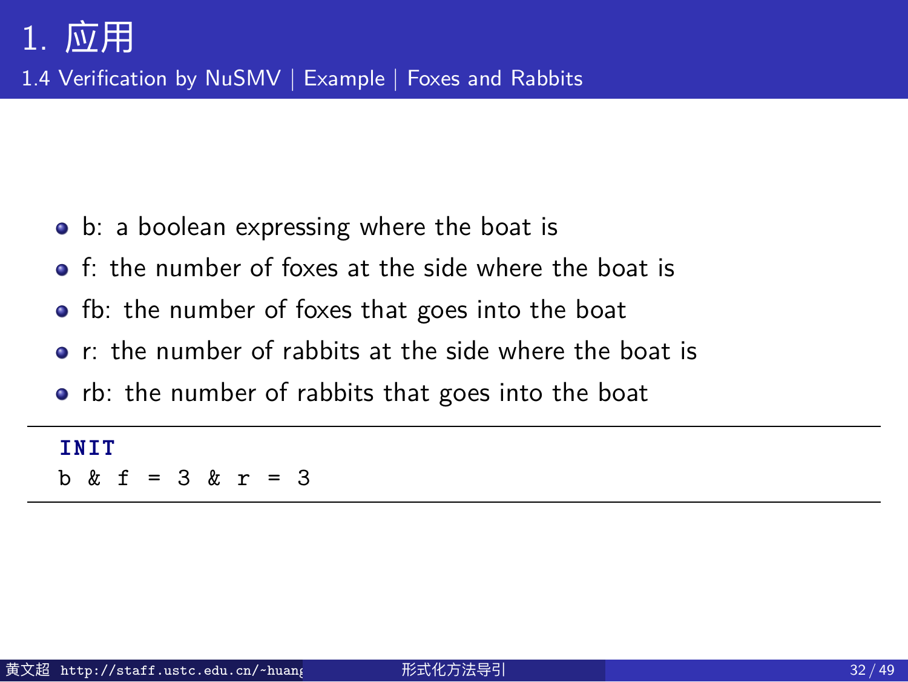# 1. 应用

## 1.4 Verification by NuSMV | Example | Foxes and Rabbits

- b: a boolean expressing where the boat is
- f: the number of foxes at the side where the boat is
- fb: the number of foxes that goes into the boat
- r: the number of rabbits at the side where the boat is
- rb: the number of rabbits that goes into the boat

```
INIT
b & f = 3 & r = 3
```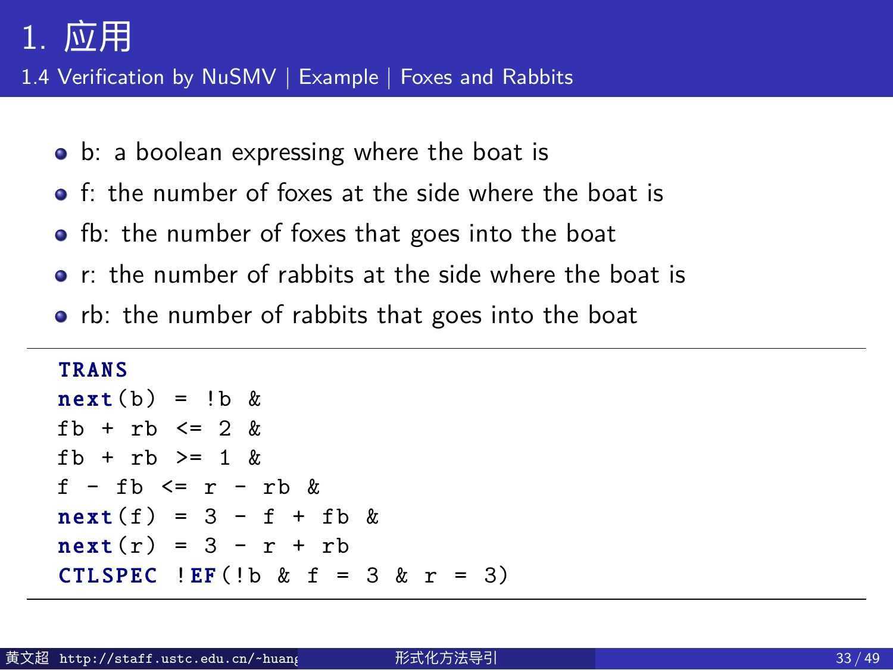# 1. 应用

## 1.4 Verification by NuSMV | Example | Foxes and Rabbits

- b: a boolean expressing where the boat is
- f: the number of foxes at the side where the boat is
- fb: the number of foxes that goes into the boat
- r: the number of rabbits at the side where the boat is
- rb: the number of rabbits that goes into the boat

```
TRANS
next(b) = !b &
fb + rb <= 2 &
fb + rb >= 1 &
f - fb <= r - rb &
next(f) = 3 - f + fb &
next(r) = 3 - r + rb
CTLSPEC !EF(!b & f = 3 & r = 3)
```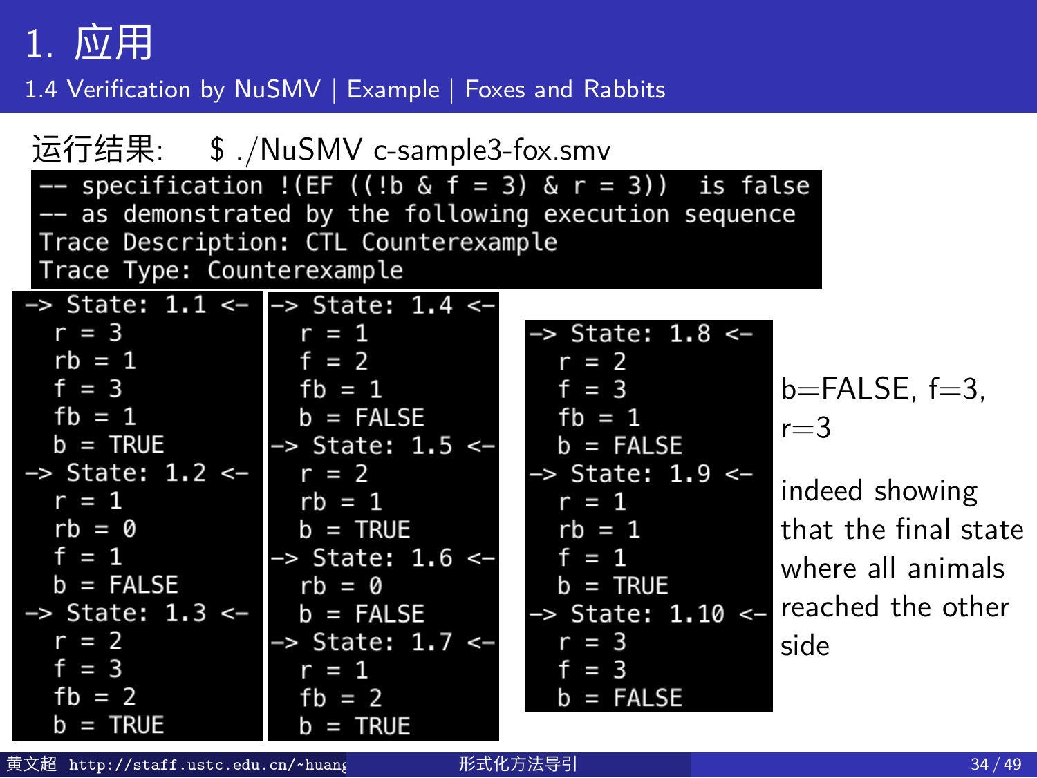# 1. 应用

## 1.4 Verification by NuSMV | Example | Foxes and Rabbits

运行结果: $ ./NuSMV c-sample3-fox.smv

```
-- specification !(EF ((!b & f = 3) & r = 3))  is false
-- as demonstrated by the following execution sequence
Trace Description: CTL Counterexample
Trace Type: Counterexample
```

```
-> State: 1.1 <-
  r = 3
  rb = 1
  f = 3
  fb = 1
  b = TRUE
-> State: 1.2 <-
  r = 1
  rb = 0
  f = 1
  b = FALSE
-> State: 1.3 <-
  r = 2
  f = 3
  fb = 2
  b = TRUE
```

```
-> State: 1.4 <-
  r = 1
  f = 2
  fb = 1
  b = FALSE
-> State: 1.5 <-
  r = 2
  rb = 1
  b = TRUE
-> State: 1.6 <-
  rb = 0
  b = FALSE
-> State: 1.7 <-
  r = 1
  fb = 2
  b = TRUE
```

```
-> State: 1.8 <-
  r = 2
  f = 3
  fb = 1
  b = FALSE
-> State: 1.9 <-
  r = 1
  rb = 1
  f = 1
  b = TRUE
-> State: 1.10 <-
  r = 3
  f = 3
  b = FALSE
```

b=FALSE, f=3, r=3

indeed showing that the final state where all animals reached the other side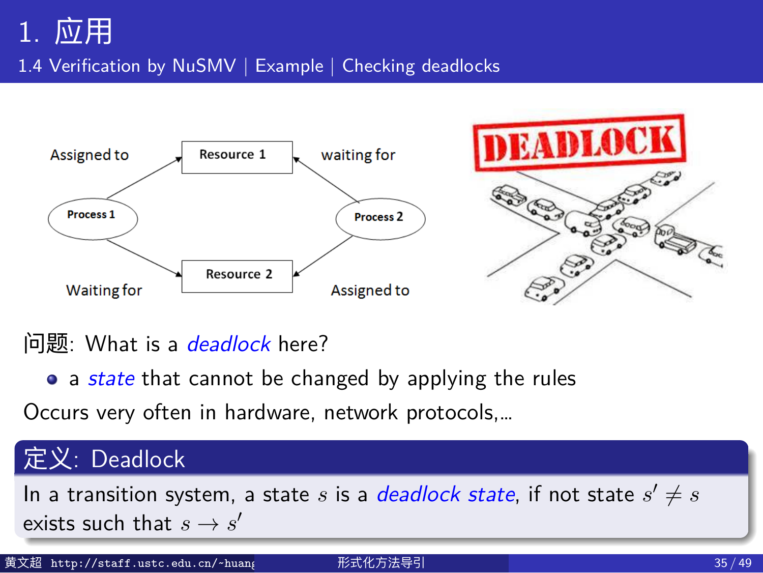# 1. 应用

## 1.4 Verification by NuSMV | Example | Checking deadlocks

Assigned to — Resource 1 — waiting for

Process 1 — Process 2

Waiting for — Resource 2 — Assigned to

DEADLOCK

问题: What is a *deadlock* here?

- a *state* that cannot be changed by applying the rules

Occurs very often in hardware, network protocols,...

**定义: Deadlock**

In a transition system, a state $s$ is a *deadlock state*, if not state $s' \neq s$ exists such that $s \rightarrow s'$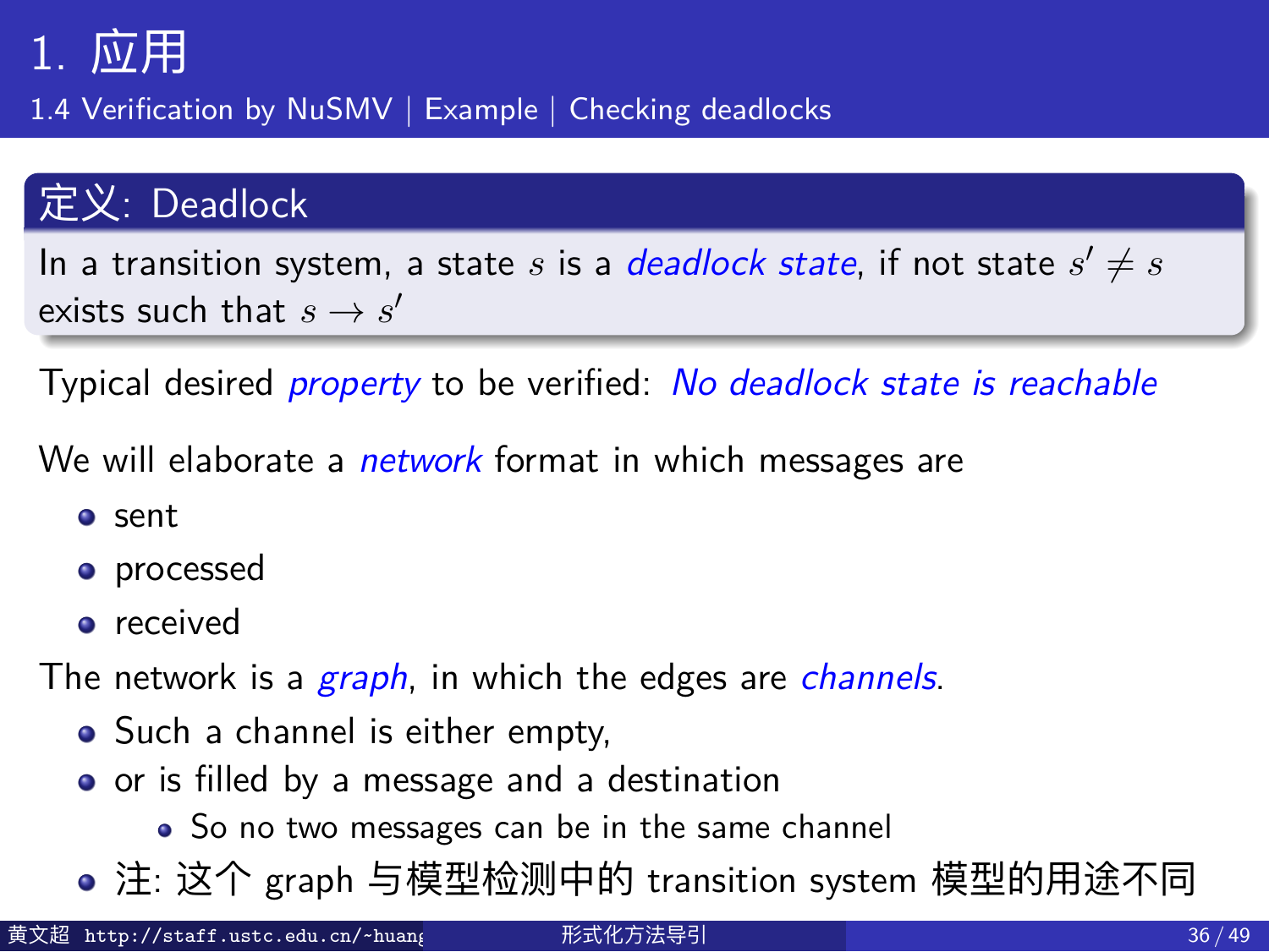# 1. 应用

## 1.4 Verification by NuSMV | Example | Checking deadlocks

### 定义: Deadlock

In a transition system, a state $s$ is a *deadlock state*, if not state $s' \neq s$ exists such that $s \rightarrow s'$

Typical desired *property* to be verified: *No deadlock state is reachable*

We will elaborate a *network* format in which messages are

- sent
- processed
- received

The network is a *graph*, in which the edges are *channels*.

- Such a channel is either empty,
- or is filled by a message and a destination
  - So no two messages can be in the same channel
- 注: 这个 graph 与模型检测中的 transition system 模型的用途不同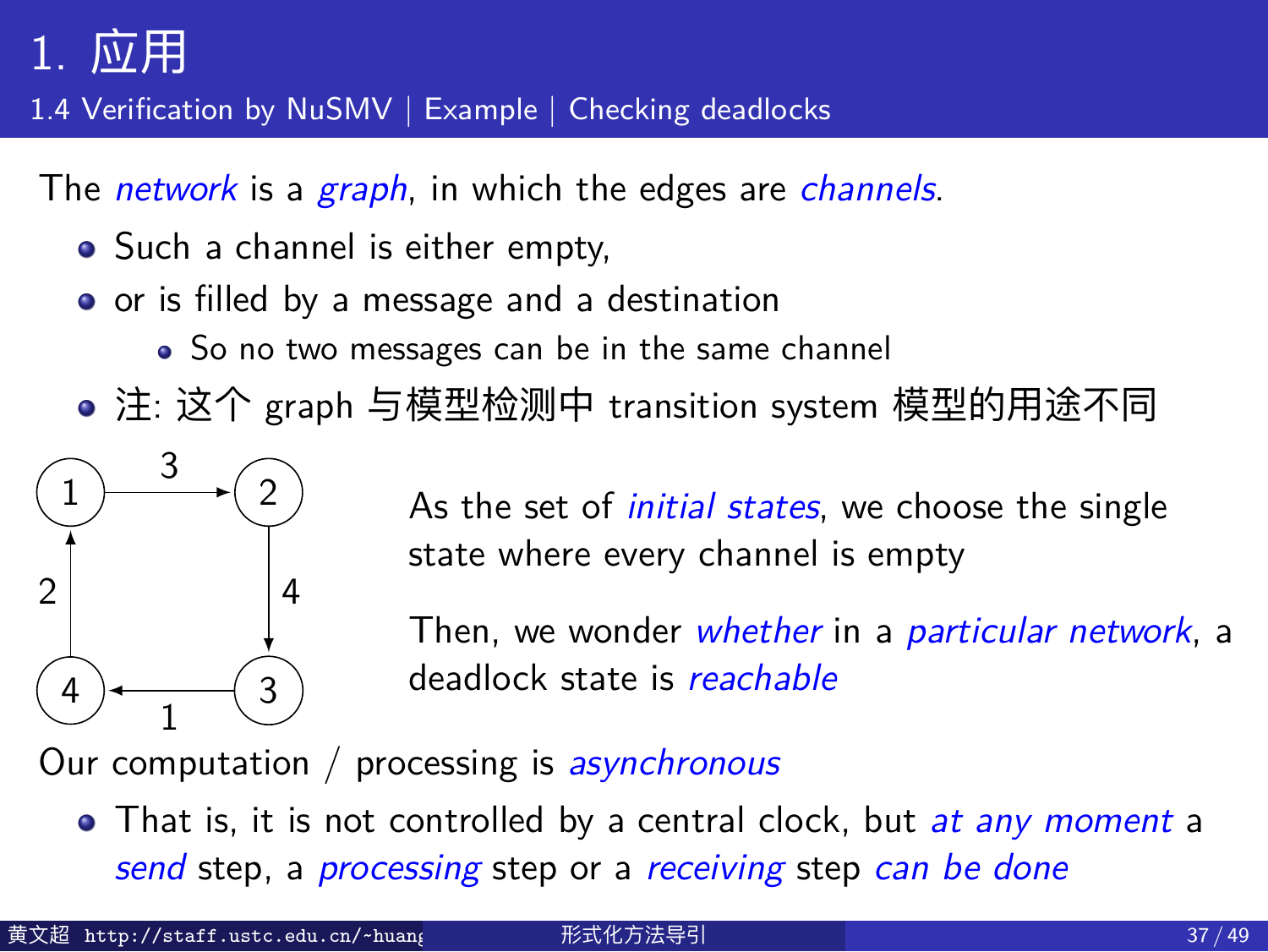# 1. 应用

## 1.4 Verification by NuSMV | Example | Checking deadlocks

The *network* is a *graph*, in which the edges are *channels*.

- Such a channel is either empty,
- or is filled by a message and a destination
  - So no two messages can be in the same channel
- 注: 这个 graph 与模型检测中 transition system 模型的用途不同

As the set of *initial states*, we choose the single state where every channel is empty

Then, we wonder *whether* in a *particular network*, a deadlock state is *reachable*

Our computation / processing is *asynchronous*

- That is, it is not controlled by a central clock, but *at any moment* a *send* step, a *processing* step or a *receiving* step *can be done*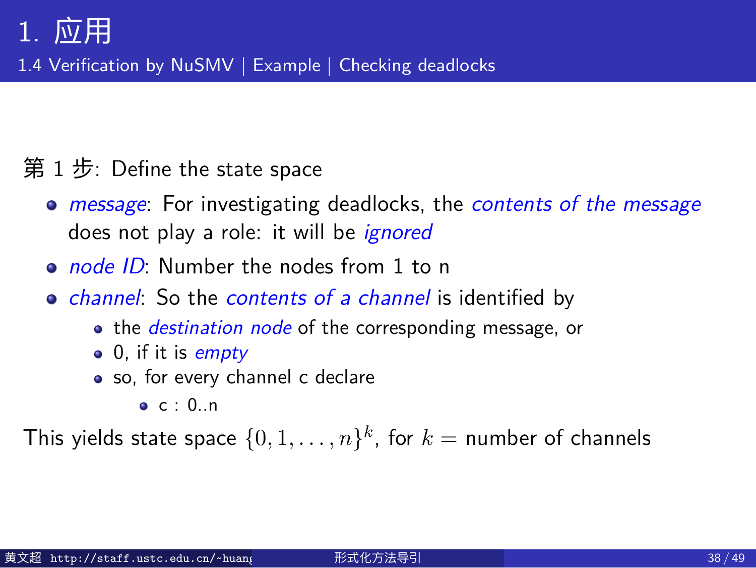# 1. 应用

## 1.4 Verification by NuSMV | Example | Checking deadlocks

第 1 步: Define the state space

- *message*: For investigating deadlocks, the *contents of the message* does not play a role: it will be *ignored*
- *node ID*: Number the nodes from 1 to n
- *channel*: So the *contents of a channel* is identified by
  - the *destination node* of the corresponding message, or
  - 0, if it is *empty*
  - so, for every channel c declare
    - c : 0..n

This yields state space $\{0, 1, \ldots, n\}^k$, for $k =$ number of channels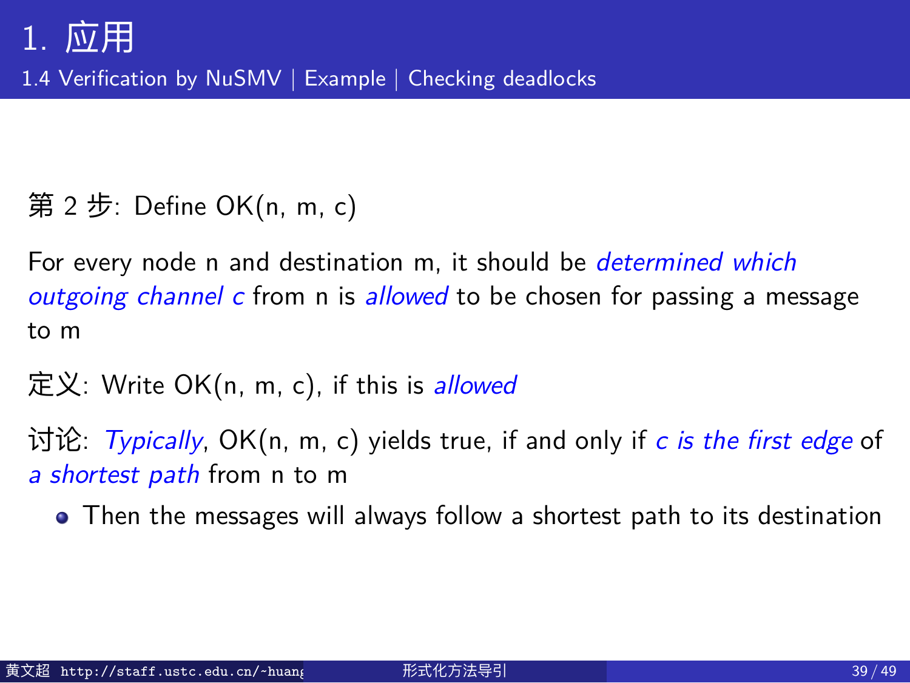# 1. 应用

## 1.4 Verification by NuSMV | Example | Checking deadlocks

第 2 步: Define OK(n, m, c)

For every node n and destination m, it should be *determined which outgoing channel c* from n is *allowed* to be chosen for passing a message to m

定义: Write OK(n, m, c), if this is *allowed*

讨论: *Typically*, OK(n, m, c) yields true, if and only if *c is the first edge* of *a shortest path* from n to m

- Then the messages will always follow a shortest path to its destination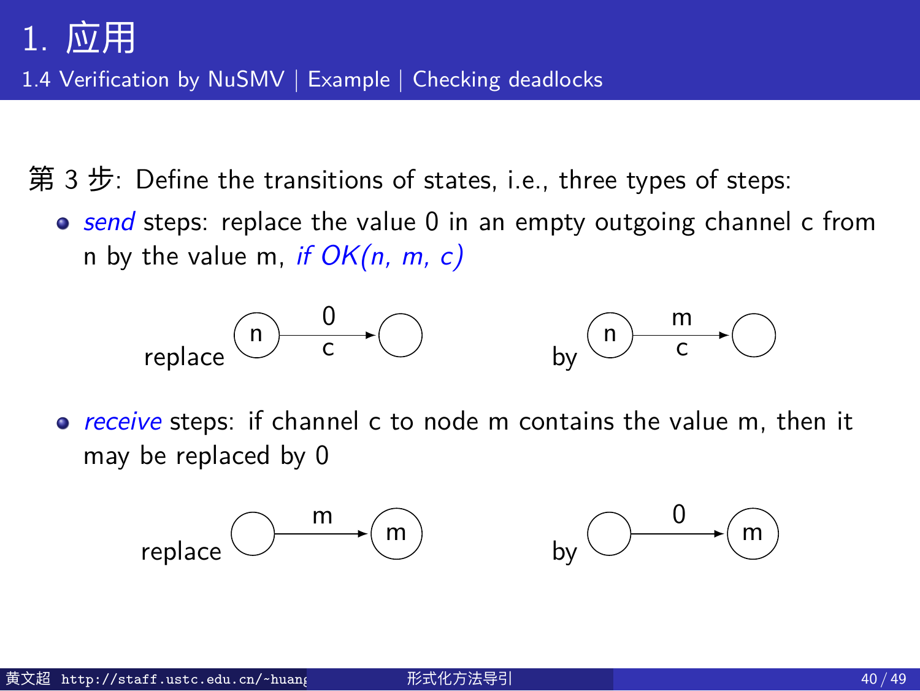# 1. 应用

## 1.4 Verification by NuSMV | Example | Checking deadlocks

第 3 步: Define the transitions of states, i.e., three types of steps:

- *send* steps: replace the value 0 in an empty outgoing channel c from n by the value m, *if OK(n, m, c)*

  replace (n) —0 / c→ ( ) by (n) —m / c→ ( )

- *receive* steps: if channel c to node m contains the value m, then it may be replaced by 0

  replace ( ) —m→ (m) by ( ) —0→ (m)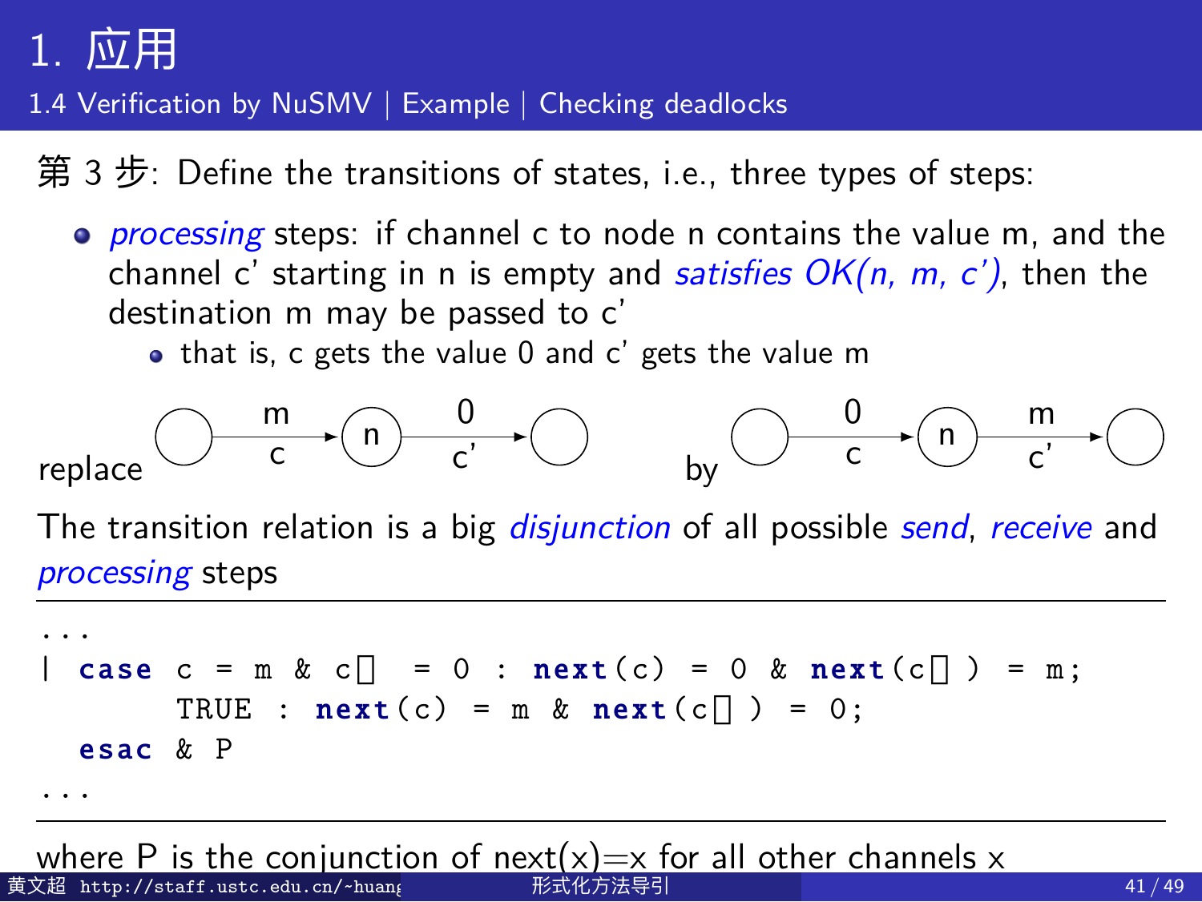# 1. 应用

## 1.4 Verification by NuSMV | Example | Checking deadlocks

第 3 步: Define the transitions of states, i.e., three types of steps:

- *processing* steps: if channel c to node n contains the value m, and the channel c' starting in n is empty and *satisfies OK(n, m, c')*, then the destination m may be passed to c'
  - that is, c gets the value 0 and c' gets the value m

replace ◯ —(m / c)→ (n) —(0 / c')→ ◯   by ◯ —(0 / c)→ (n) —(m / c')→ ◯

The transition relation is a big *disjunction* of all possible *send*, *receive* and *processing* steps

```
...
| case c = m & c' = 0 : next(c) = 0 & next(c') = m;
       TRUE : next(c) = m & next(c') = 0;
  esac & P
...
```

where P is the conjunction of next(x)=x for all other channels x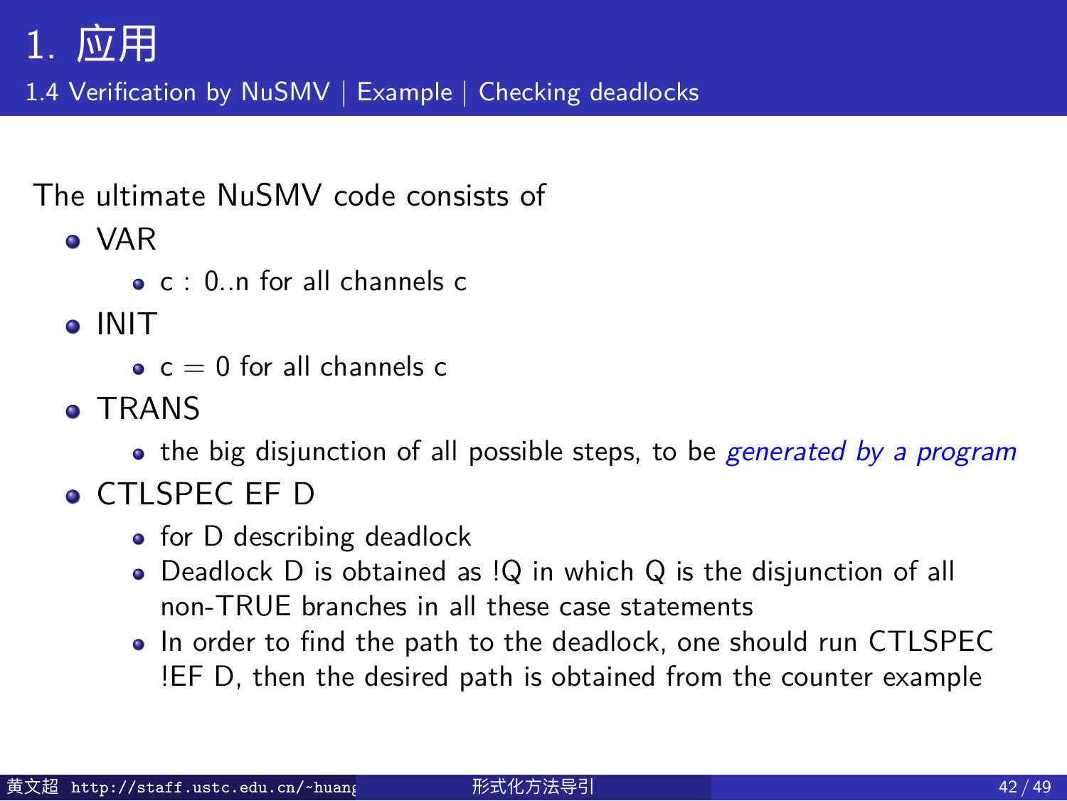# 1. 应用

## 1.4 Verification by NuSMV | Example | Checking deadlocks

The ultimate NuSMV code consists of

- VAR
  - c : 0..n for all channels c
- INIT
  - c = 0 for all channels c
- TRANS
  - the big disjunction of all possible steps, to be *generated by a program*
- CTLSPEC EF D
  - for D describing deadlock
  - Deadlock D is obtained as !Q in which Q is the disjunction of all non-TRUE branches in all these case statements
  - In order to find the path to the deadlock, one should run CTLSPEC !EF D, then the desired path is obtained from the counter example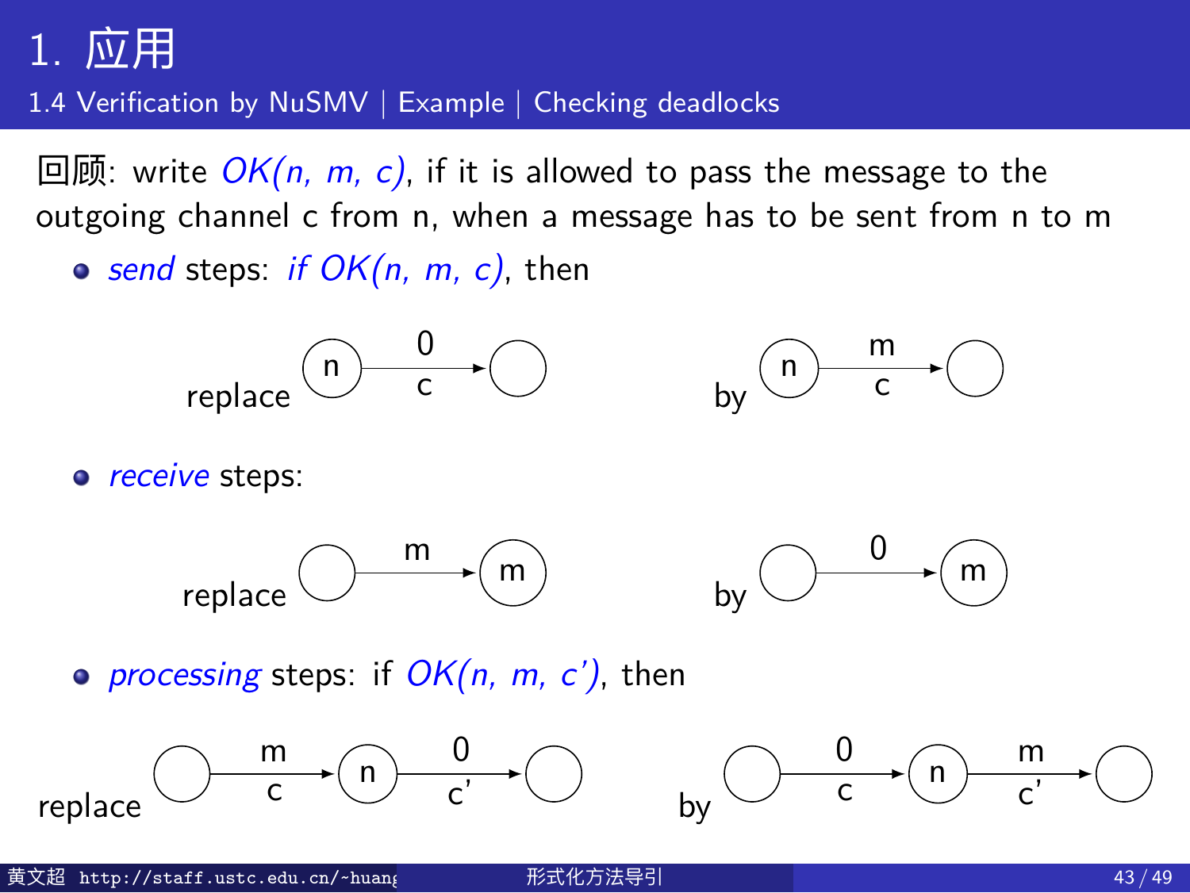# 1. 应用

## 1.4 Verification by NuSMV | Example | Checking deadlocks

回顾: write *OK(n, m, c)*, if it is allowed to pass the message to the outgoing channel c from n, when a message has to be sent from n to m

- *send* steps: *if OK(n, m, c)*, then

  replace (n) —0/c→ ( ) by (n) —m/c→ ( )

- *receive* steps:

  replace ( ) —m→ (m) by ( ) —0→ (m)

- *processing* steps: if *OK(n, m, c')*, then

  replace ( ) —m/c→ (n) —0/c'→ ( ) by ( ) —0/c→ (n) —m/c'→ ( )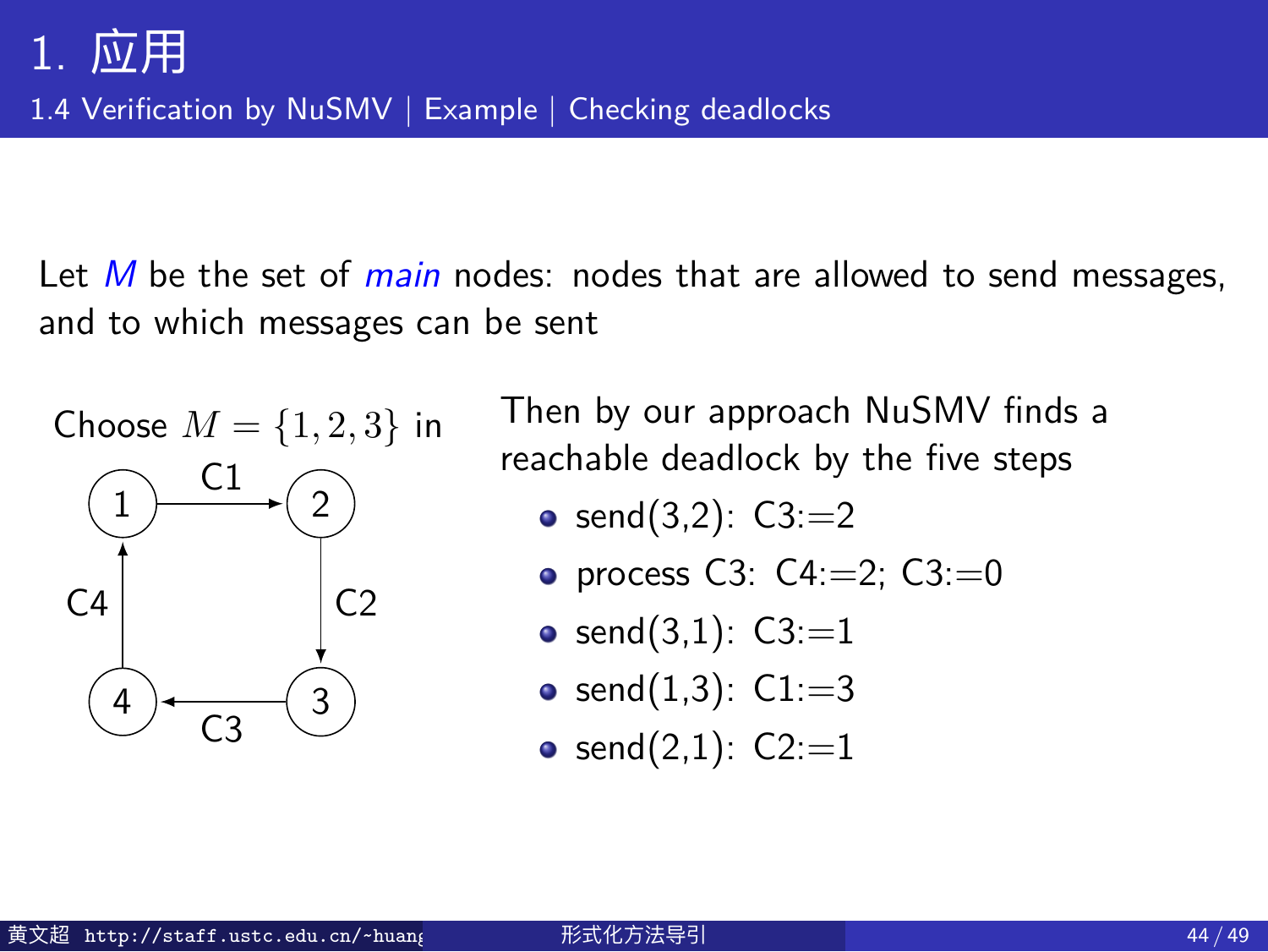# 1. 应用

## 1.4 Verification by NuSMV | Example | Checking deadlocks

Let *M* be the set of *main* nodes: nodes that are allowed to send messages, and to which messages can be sent

Choose $M = \{1, 2, 3\}$ in

1 → 2 (C1), 2 → 3 (C2), 3 → 4 (C3), 4 → 1 (C4)

Then by our approach NuSMV finds a reachable deadlock by the five steps

- send(3,2): C3:=2
- process C3: C4:=2; C3:=0
- send(3,1): C3:=1
- send(1,3): C1:=3
- send(2,1): C2:=1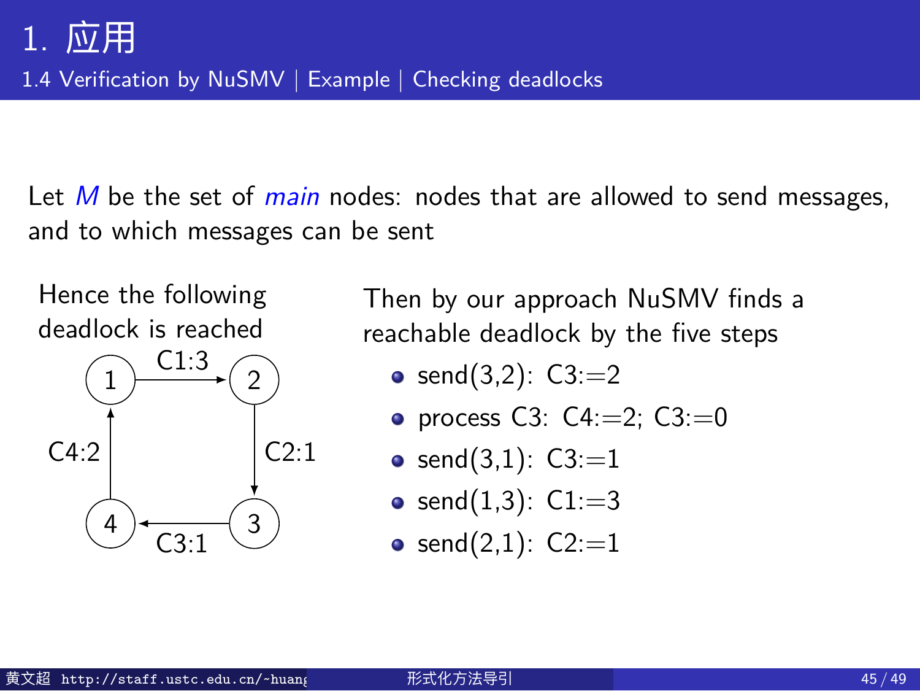# 1. 应用

## 1.4 Verification by NuSMV | Example | Checking deadlocks

Let *M* be the set of *main* nodes: nodes that are allowed to send messages, and to which messages can be sent

Hence the following deadlock is reached

1 → 2 (C1:3), 2 → 3 (C2:1), 3 → 4 (C3:1), 4 → 1 (C4:2)

Then by our approach NuSMV finds a reachable deadlock by the five steps

- send(3,2): C3:=2
- process C3: C4:=2; C3:=0
- send(3,1): C3:=1
- send(1,3): C1:=3
- send(2,1): C2:=1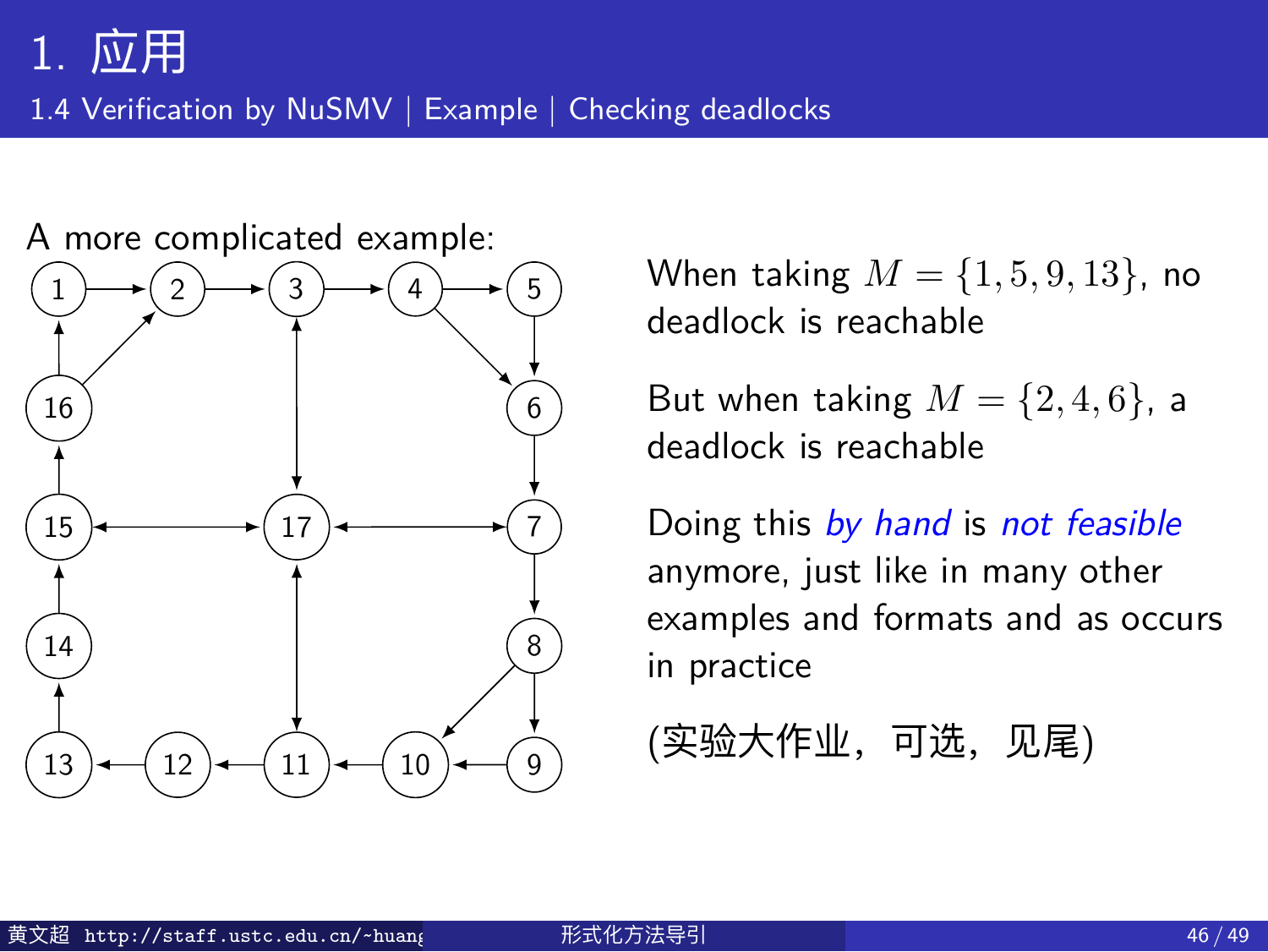# 1. 应用

## 1.4 Verification by NuSMV | Example | Checking deadlocks

A more complicated example:

When taking $M = \{1, 5, 9, 13\}$, no deadlock is reachable

But when taking $M = \{2, 4, 6\}$, a deadlock is reachable

Doing this *by hand* is *not feasible* anymore, just like in many other examples and formats and as occurs in practice

(实验大作业，可选，见尾)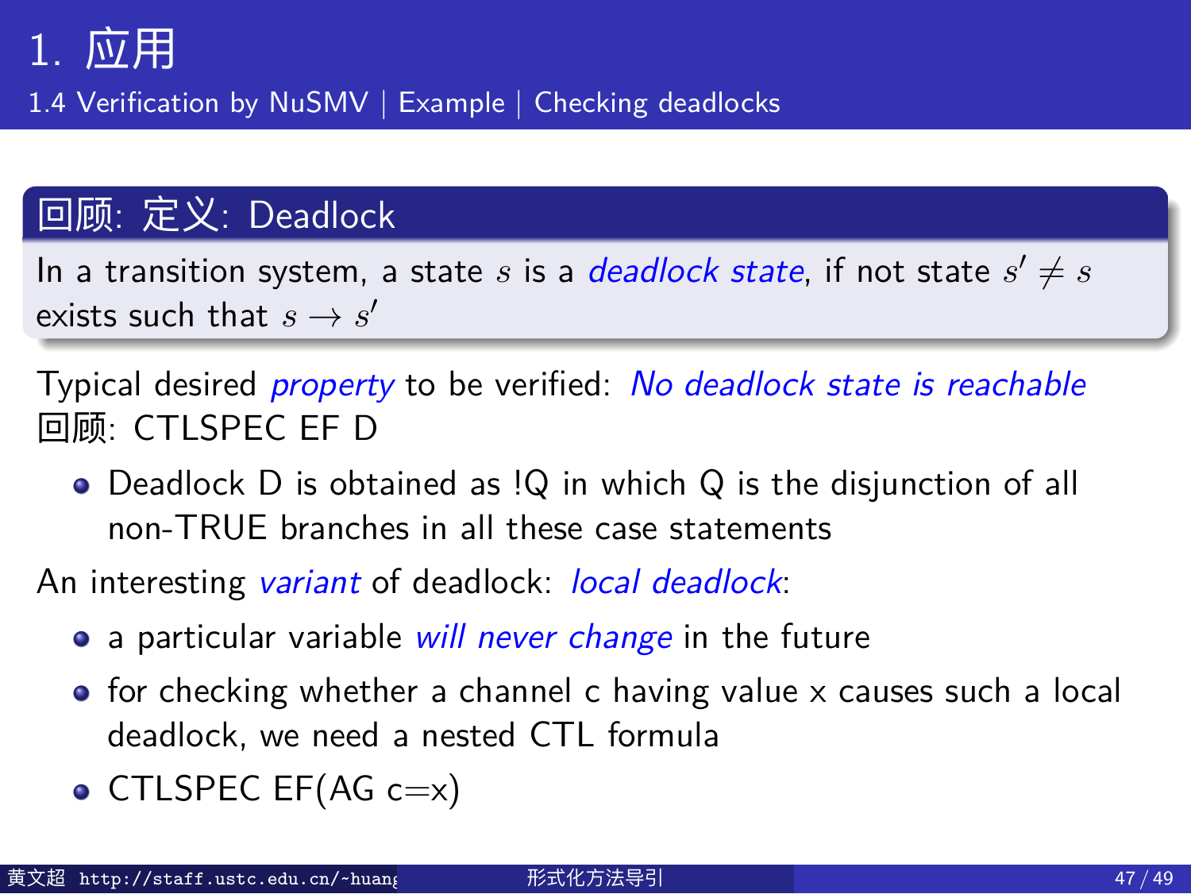# 1. 应用

## 1.4 Verification by NuSMV | Example | Checking deadlocks

### 回顾: 定义: Deadlock

In a transition system, a state $s$ is a *deadlock state*, if not state $s' \neq s$ exists such that $s \to s'$

Typical desired *property* to be verified: *No deadlock state is reachable*

回顾: CTLSPEC EF D

- Deadlock D is obtained as !Q in which Q is the disjunction of all non-TRUE branches in all these case statements

An interesting *variant* of deadlock: *local deadlock*:

- a particular variable *will never change* in the future
- for checking whether a channel c having value x causes such a local deadlock, we need a nested CTL formula
- CTLSPEC EF(AG c=x)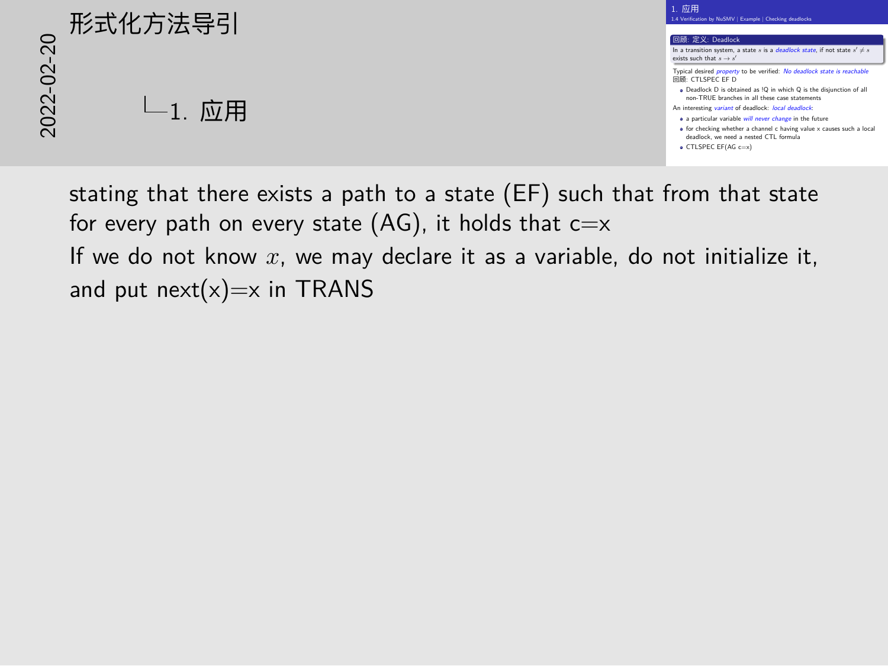# 形式化方法导引

## 1. 应用

### 1.4 Verification by NuSMV | Example | Checking deadlocks

**回顾: 定义: Deadlock**

In a transition system, a state $s$ is a *deadlock state*, if not state $s' \neq s$ exists such that $s \to s'$

Typical desired *property* to be verified: *No deadlock state is reachable*
回顾: CTLSPEC EF D

- Deadlock D is obtained as !Q in which Q is the disjunction of all non-TRUE branches in all these case statements

An interesting *variant* of deadlock: *local deadlock*:

- a particular variable *will never change* in the future
- for checking whether a channel c having value x causes such a local deadlock, we need a nested CTL formula
- CTLSPEC EF(AG c=x)

stating that there exists a path to a state (EF) such that from that state for every path on every state (AG), it holds that c=x

If we do not know $x$, we may declare it as a variable, do not initialize it, and put next(x)=x in TRANS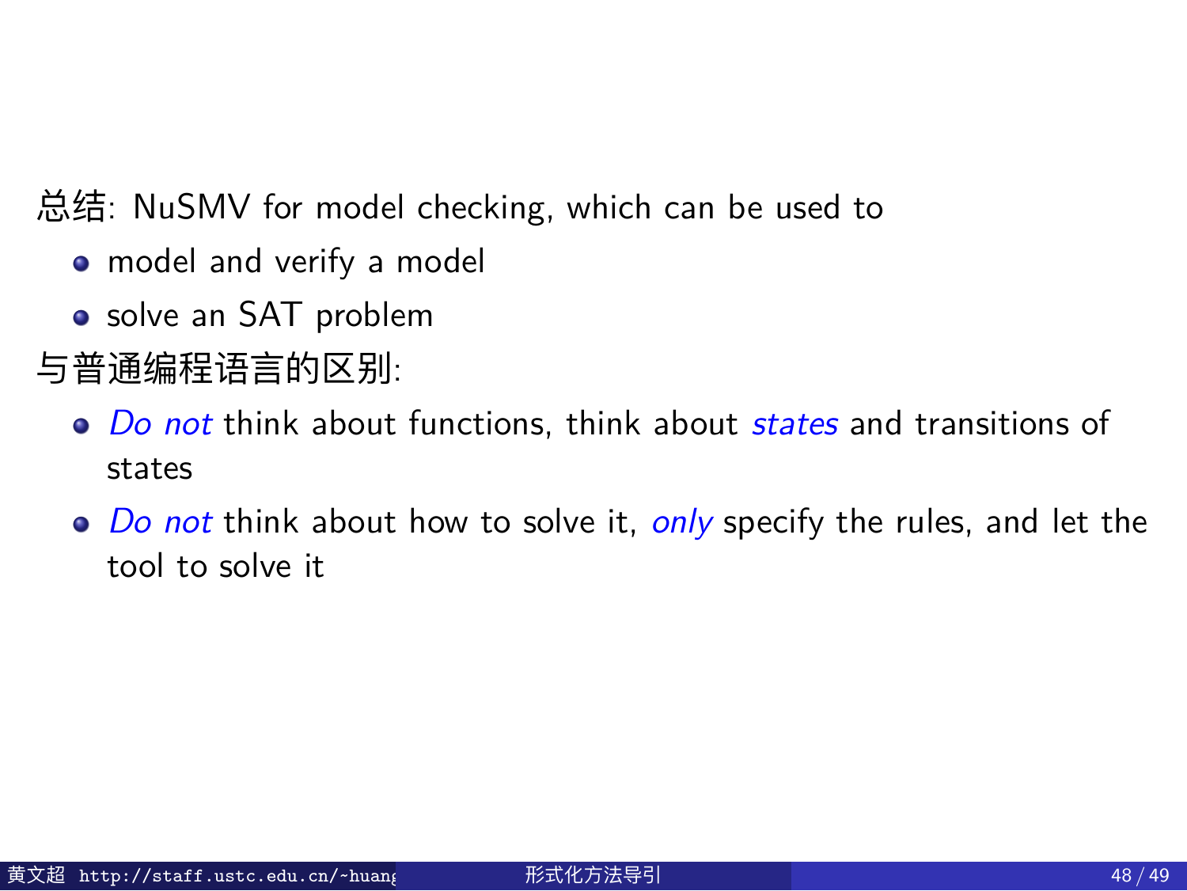总结: NuSMV for model checking, which can be used to

- model and verify a model
- solve an SAT problem

与普通编程语言的区别:

- *Do not* think about functions, think about *states* and transitions of states
- *Do not* think about how to solve it, *only* specify the rules, and let the tool to solve it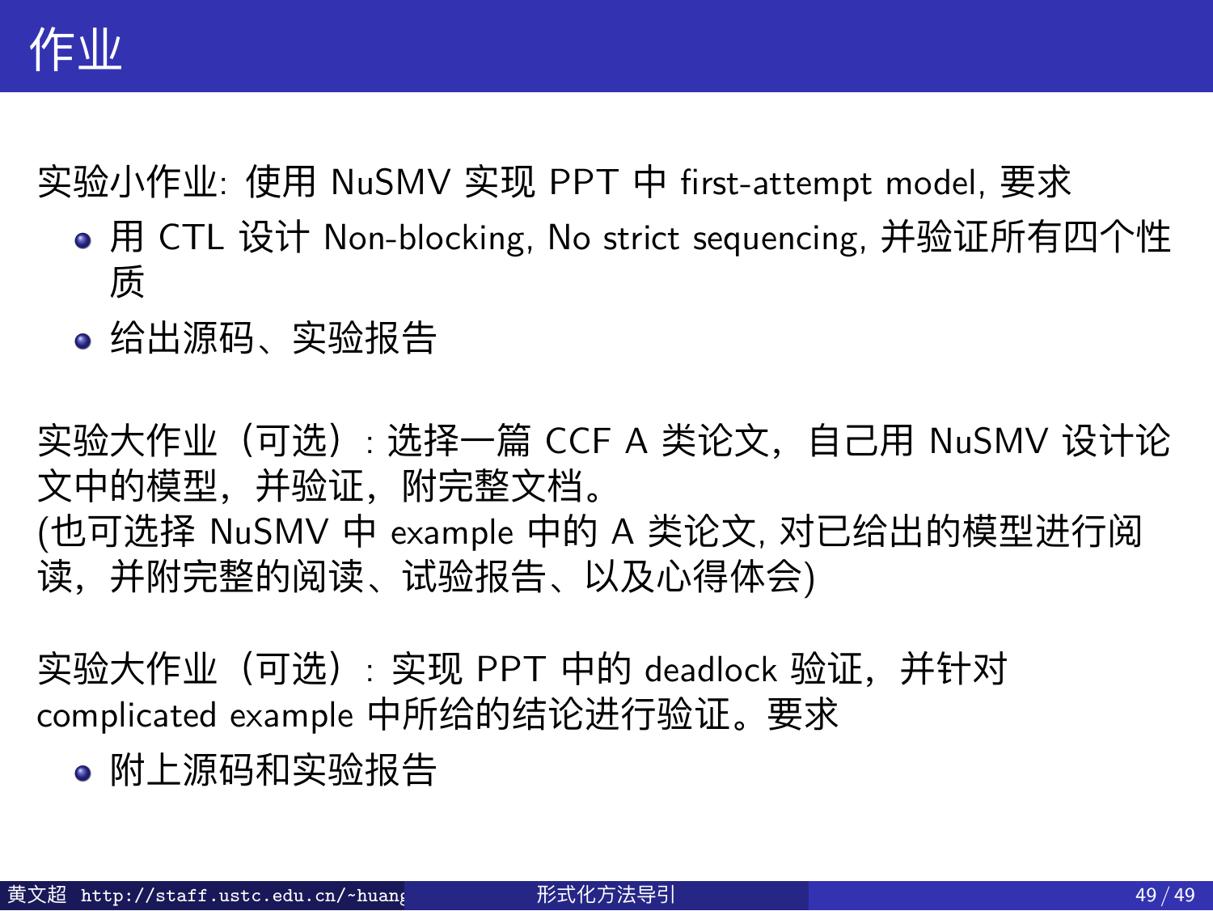# 作业

实验小作业: 使用 NuSMV 实现 PPT 中 first-attempt model, 要求

- 用 CTL 设计 Non-blocking, No strict sequencing, 并验证所有四个性质
- 给出源码、实验报告

实验大作业（可选）: 选择一篇 CCF A 类论文，自己用 NuSMV 设计论文中的模型，并验证，附完整文档。
(也可选择 NuSMV 中 example 中的 A 类论文, 对已给出的模型进行阅读，并附完整的阅读、试验报告、以及心得体会)

实验大作业（可选）: 实现 PPT 中的 deadlock 验证，并针对 complicated example 中所给的结论进行验证。要求

- 附上源码和实验报告